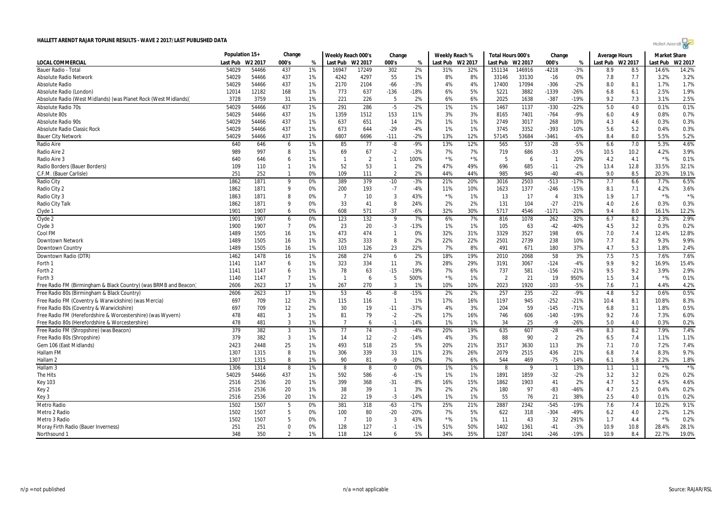# HALLETT ARENDT RAJAR TOPLINE RESULTS - WAVE 2 2017/LAST PUBLISHED DATA

| | Population 15+ | | Change | | Weekly Reach 000's | | Change | | Weekly Reach % | | Total Hours 000's | | Change | | Average Hours | | Market Share | |
|---|---|---|---|---|---|---|---|---|---|---|---|---|---|---|---|---|---|---|
| LOCAL COMMERCIAL | Last Pub | W2 2017 | 000's | % | Last Pub | W2 2017 | 000's | % | Last Pub | W2 2017 | Last Pub | W2 2017 | 000's | % | Last Pub | W2 2017 | Last Pub | W2 2017 |
| Bauer Radio - Total | 54029 | 54466 | 437 | 1% | 16947 | 17249 | 302 | 2% | 31% | 32% | 151134 | 146916 | -4218 | -3% | 8.9 | 8.5 | 14.6% | 14.2% |
| Absolute Radio Network | 54029 | 54466 | 437 | 1% | 4242 | 4297 | 55 | 1% | 8% | 8% | 33146 | 33130 | -16 | 0% | 7.8 | 7.7 | 3.2% | 3.2% |
| Absolute Radio | 54029 | 54466 | 437 | 1% | 2170 | 2104 | -66 | -3% | 4% | 4% | 17400 | 17094 | -306 | -2% | 8.0 | 8.1 | 1.7% | 1.7% |
| Absolute Radio (London) | 12014 | 12182 | 168 | 1% | 773 | 637 | -136 | -18% | 6% | 5% | 5221 | 3882 | -1339 | -26% | 6.8 | 6.1 | 2.5% | 1.9% |
| Absolute Radio (West Midlands) (was Planet Rock (West Midlands)) | 3728 | 3759 | 31 | 1% | 221 | 226 | 5 | 2% | 6% | 6% | 2025 | 1638 | -387 | -19% | 9.2 | 7.3 | 3.1% | 2.5% |
| Absolute Radio 70s | 54029 | 54466 | 437 | 1% | 291 | 286 | -5 | -2% | 1% | 1% | 1467 | 1137 | -330 | -22% | 5.0 | 4.0 | 0.1% | 0.1% |
| Absolute 80s | 54029 | 54466 | 437 | 1% | 1359 | 1512 | 153 | 11% | 3% | 3% | 8165 | 7401 | -764 | -9% | 6.0 | 4.9 | 0.8% | 0.7% |
| Absolute Radio 90s | 54029 | 54466 | 437 | 1% | 637 | 651 | 14 | 2% | 1% | 1% | 2749 | 3017 | 268 | 10% | 4.3 | 4.6 | 0.3% | 0.3% |
| Absolute Radio Classic Rock | 54029 | 54466 | 437 | 1% | 673 | 644 | -29 | -4% | 1% | 1% | 3745 | 3352 | -393 | -10% | 5.6 | 5.2 | 0.4% | 0.3% |
| Bauer City Network | 54029 | 54466 | 437 | 1% | 6807 | 6696 | -111 | -2% | 13% | 12% | 57145 | 53684 | -3461 | -6% | 8.4 | 8.0 | 5.5% | 5.2% |
| Radio Aire | 640 | 646 | 6 | 1% | 85 | 77 | -8 | -9% | 13% | 12% | 565 | 537 | -28 | -5% | 6.6 | 7.0 | 5.3% | 4.6% |
| Radio Aire 2 | 989 | 997 | 8 | 1% | 69 | 67 | -2 | -3% | 7% | 7% | 719 | 686 | -33 | -5% | 10.5 | 10.2 | 4.2% | 3.9% |
| Radio Aire 3 | 640 | 646 | 6 | 1% | 1 | 2 | 1 | 100% | *% | *% | 5 | 6 | 1 | 20% | 4.2 | 4.1 | *% | 0.1% |
| Radio Borders (Bauer Borders) | 109 | 110 | 1 | 1% | 52 | 53 | 1 | 2% | 47% | 49% | 696 | 685 | -11 | -2% | 13.4 | 12.8 | 33.5% | 32.1% |
| C.F.M. (Bauer Carlisle) | 251 | 252 | 1 | 0% | 109 | 111 | 2 | 2% | 44% | 44% | 985 | 945 | -40 | -4% | 9.0 | 8.5 | 20.3% | 19.1% |
| Radio City | 1862 | 1871 | 9 | 0% | 389 | 379 | -10 | -3% | 21% | 20% | 3016 | 2503 | -513 | -17% | 7.7 | 6.6 | 7.7% | 6.5% |
| Radio City 2 | 1862 | 1871 | 9 | 0% | 200 | 193 | -7 | -4% | 11% | 10% | 1623 | 1377 | -246 | -15% | 8.1 | 7.1 | 4.2% | 3.6% |
| Radio City 3 | 1863 | 1871 | 8 | 0% | 7 | 10 | 3 | 43% | *% | 1% | 13 | 17 | 4 | 31% | 1.9 | 1.7 | *% | *% |
| Radio City Talk | 1862 | 1871 | 9 | 0% | 33 | 41 | 8 | 24% | 2% | 2% | 131 | 104 | -27 | -21% | 4.0 | 2.6 | 0.3% | 0.3% |
| Clyde 1 | 1901 | 1907 | 6 | 0% | 608 | 571 | -37 | -6% | 32% | 30% | 5717 | 4546 | -1171 | -20% | 9.4 | 8.0 | 16.1% | 12.2% |
| Clyde 2 | 1901 | 1907 | 6 | 0% | 123 | 132 | 9 | 7% | 6% | 7% | 816 | 1078 | 262 | 32% | 6.7 | 8.2 | 2.3% | 2.9% |
| Clyde 3 | 1900 | 1907 | 7 | 0% | 23 | 20 | -3 | -13% | 1% | 1% | 105 | 63 | -42 | -40% | 4.5 | 3.2 | 0.3% | 0.2% |
| Cool FM | 1489 | 1505 | 16 | 1% | 473 | 474 | 1 | 0% | 32% | 31% | 3329 | 3527 | 198 | 6% | 7.0 | 7.4 | 12.4% | 12.8% |
| Downtown Network | 1489 | 1505 | 16 | 1% | 325 | 333 | 8 | 2% | 22% | 22% | 2501 | 2739 | 238 | 10% | 7.7 | 8.2 | 9.3% | 9.9% |
| Downtown Country | 1489 | 1505 | 16 | 1% | 103 | 126 | 23 | 22% | 7% | 8% | 491 | 671 | 180 | 37% | 4.7 | 5.3 | 1.8% | 2.4% |
| Downtown Radio (DTR) | 1462 | 1478 | 16 | 1% | 268 | 274 | 6 | 2% | 18% | 19% | 2010 | 2068 | 58 | 3% | 7.5 | 7.5 | 7.6% | 7.6% |
| Forth 1 | 1141 | 1147 | 6 | 1% | 323 | 334 | 11 | 3% | 28% | 29% | 3191 | 3067 | -124 | -4% | 9.9 | 9.2 | 16.9% | 15.4% |
| Forth 2 | 1141 | 1147 | 6 | 1% | 78 | 63 | -15 | -19% | 7% | 6% | 737 | 581 | -156 | -21% | 9.5 | 9.2 | 3.9% | 2.9% |
| Forth 3 | 1140 | 1147 | 7 | 1% | 1 | 6 | 5 | 500% | *% | 1% | 2 | 21 | 19 | 950% | 1.5 | 3.4 | *% | 0.1% |
| Free Radio FM (Birmingham & Black Country) (was BRMB and Beacon) | 2606 | 2623 | 17 | 1% | 267 | 270 | 3 | 1% | 10% | 10% | 2023 | 1920 | -103 | -5% | 7.6 | 7.1 | 4.4% | 4.2% |
| Free Radio 80s (Birmingham & Black Country) | 2606 | 2623 | 17 | 1% | 53 | 45 | -8 | -15% | 2% | 2% | 257 | 235 | -22 | -9% | 4.8 | 5.2 | 0.6% | 0.5% |
| Free Radio FM (Coventry & Warwickshire) (was Mercia) | 697 | 709 | 12 | 2% | 115 | 116 | 1 | 1% | 17% | 16% | 1197 | 945 | -252 | -21% | 10.4 | 8.1 | 10.8% | 8.3% |
| Free Radio 80s (Coventry & Warwickshire) | 697 | 709 | 12 | 2% | 30 | 19 | -11 | -37% | 4% | 3% | 204 | 59 | -145 | -71% | 6.8 | 3.1 | 1.8% | 0.5% |
| Free Radio FM (Herefordshire & Worcestershire) (was Wyvern) | 478 | 481 | 3 | 1% | 81 | 79 | -2 | -2% | 17% | 16% | 746 | 606 | -140 | -19% | 9.2 | 7.6 | 7.3% | 6.0% |
| Free Radio 80s (Herefordshire & Worcestershire) | 478 | 481 | 3 | 1% | 7 | 6 | -1 | -14% | 1% | 1% | 34 | 25 | -9 | -26% | 5.0 | 4.0 | 0.3% | 0.2% |
| Free Radio FM (Shropshire) (was Beacon) | 379 | 382 | 3 | 1% | 77 | 74 | -3 | -4% | 20% | 19% | 635 | 607 | -28 | -4% | 8.3 | 8.2 | 7.9% | 7.4% |
| Free Radio 80s (Shropshire) | 379 | 382 | 3 | 1% | 14 | 12 | -2 | -14% | 4% | 3% | 88 | 90 | 2 | 2% | 6.5 | 7.4 | 1.1% | 1.1% |
| Gem 106 (East Midlands) | 2423 | 2448 | 25 | 1% | 493 | 518 | 25 | 5% | 20% | 21% | 3517 | 3630 | 113 | 3% | 7.1 | 7.0 | 7.2% | 7.4% |
| Hallam FM | 1307 | 1315 | 8 | 1% | 306 | 339 | 33 | 11% | 23% | 26% | 2079 | 2515 | 436 | 21% | 6.8 | 7.4 | 8.3% | 9.7% |
| Hallam 2 | 1307 | 1315 | 8 | 1% | 90 | 81 | -9 | -10% | 7% | 6% | 544 | 469 | -75 | -14% | 6.1 | 5.8 | 2.2% | 1.8% |
| Hallam 3 | 1306 | 1314 | 8 | 1% | 8 | 8 | 0 | 0% | 1% | 1% | 8 | 9 | 1 | 13% | 1.1 | 1.1 | *% | *% |
| The Hits | 54029 | 54466 | 437 | 1% | 592 | 586 | -6 | -1% | 1% | 1% | 1891 | 1859 | -32 | -2% | 3.2 | 3.2 | 0.2% | 0.2% |
| Key 103 | 2516 | 2536 | 20 | 1% | 399 | 368 | -31 | -8% | 16% | 15% | 1862 | 1903 | 41 | 2% | 4.7 | 5.2 | 4.5% | 4.6% |
| Key 2 | 2516 | 2536 | 20 | 1% | 38 | 39 | 1 | 3% | 2% | 2% | 180 | 97 | -83 | -46% | 4.7 | 2.5 | 0.4% | 0.2% |
| Key 3 | 2516 | 2536 | 20 | 1% | 22 | 19 | -3 | -14% | 1% | 1% | 55 | 76 | 21 | 38% | 2.5 | 4.0 | 0.1% | 0.2% |
| Metro Radio | 1502 | 1507 | 5 | 0% | 381 | 318 | -63 | -17% | 25% | 21% | 2887 | 2342 | -545 | -19% | 7.6 | 7.4 | 10.2% | 9.1% |
| Metro 2 Radio | 1502 | 1507 | 5 | 0% | 100 | 80 | -20 | -20% | 7% | 5% | 622 | 318 | -304 | -49% | 6.2 | 4.0 | 2.2% | 1.2% |
| Metro 3 Radio | 1502 | 1507 | 5 | 0% | 7 | 10 | 3 | 43% | *% | 1% | 11 | 43 | 32 | 291% | 1.7 | 4.4 | *% | 0.2% |
| Moray Firth Radio (Bauer Inverness) | 251 | 251 | 0 | 0% | 128 | 127 | -1 | -1% | 51% | 50% | 1402 | 1361 | -41 | -3% | 10.9 | 10.8 | 28.4% | 28.1% |
| Northsound 1 | 348 | 350 | 2 | 1% | 118 | 124 | 6 | 5% | 34% | 35% | 1287 | 1041 | -246 | -19% | 10.9 | 8.4 | 22.7% | 19.0% |

n/p = not published | n/a = not applicable | Source: RAJAR/RSL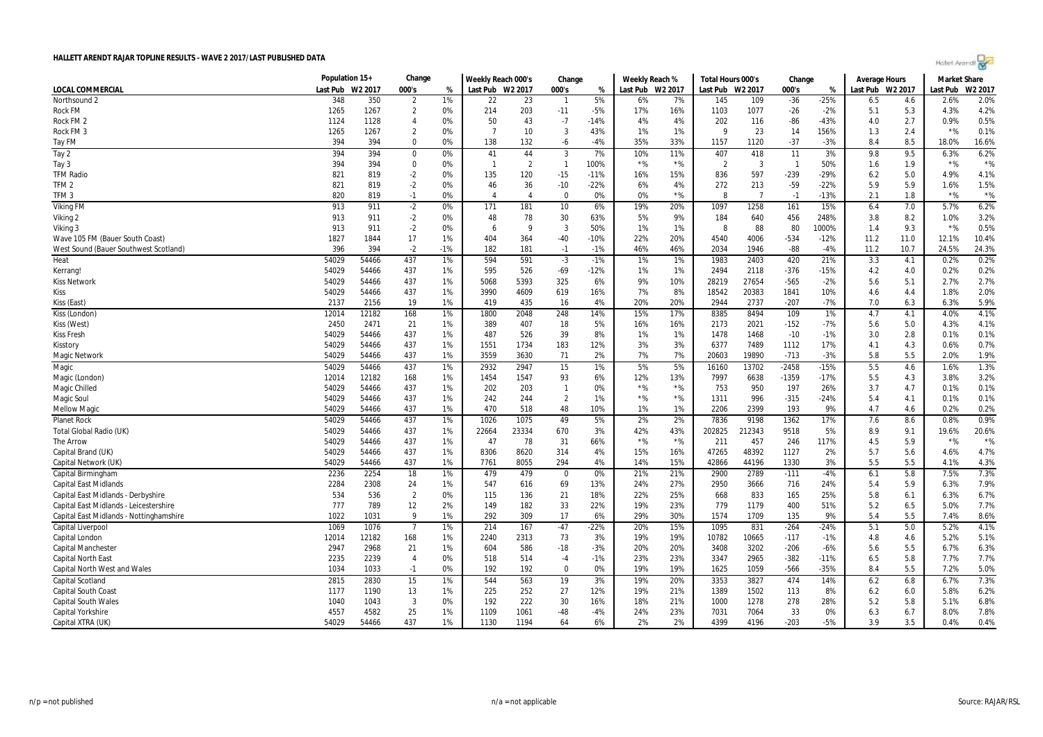# HALLETT ARENDT RAJAR TOPLINE RESULTS - WAVE 2 2017/LAST PUBLISHED DATA

| | Population 15+ | | Change | | Weekly Reach 000's | | Change | | Weekly Reach % | | Total Hours 000's | | Change | | Average Hours | | Market Share | |
|---|---|---|---|---|---|---|---|---|---|---|---|---|---|---|---|---|---|---|
| LOCAL COMMERCIAL | Last Pub | W2 2017 | 000's | % | Last Pub | W2 2017 | 000's | % | Last Pub | W2 2017 | Last Pub | W2 2017 | 000's | % | Last Pub | W2 2017 | Last Pub | W2 2017 |
| Northsound 2 | 348 | 350 | 2 | 1% | 22 | 23 | 1 | 5% | 6% | 7% | 145 | 109 | -36 | -25% | 6.5 | 4.6 | 2.6% | 2.0% |
| Rock FM | 1265 | 1267 | 2 | 0% | 214 | 203 | -11 | -5% | 17% | 16% | 1103 | 1077 | -26 | -2% | 5.1 | 5.3 | 4.3% | 4.2% |
| Rock FM 2 | 1124 | 1128 | 4 | 0% | 50 | 43 | -7 | -14% | 4% | 4% | 202 | 116 | -86 | -43% | 4.0 | 2.7 | 0.9% | 0.5% |
| Rock FM 3 | 1265 | 1267 | 2 | 0% | 7 | 10 | 3 | 43% | 1% | 1% | 9 | 23 | 14 | 156% | 1.3 | 2.4 | *% | 0.1% |
| Tay FM | 394 | 394 | 0 | 0% | 138 | 132 | -6 | -4% | 35% | 33% | 1157 | 1120 | -37 | -3% | 8.4 | 8.5 | 18.0% | 16.6% |
| Tay 2 | 394 | 394 | 0 | 0% | 41 | 44 | 3 | 7% | 10% | 11% | 407 | 418 | 11 | 3% | 9.8 | 9.5 | 6.3% | 6.2% |
| Tay 3 | 394 | 394 | 0 | 0% | 1 | 2 | 1 | 100% | *% | *% | 2 | 3 | 1 | 50% | 1.6 | 1.9 | *% | *% |
| TFM Radio | 821 | 819 | -2 | 0% | 135 | 120 | -15 | -11% | 16% | 15% | 836 | 597 | -239 | -29% | 6.2 | 5.0 | 4.9% | 4.1% |
| TFM 2 | 821 | 819 | -2 | 0% | 46 | 36 | -10 | -22% | 6% | 4% | 272 | 213 | -59 | -22% | 5.9 | 5.9 | 1.6% | 1.5% |
| TFM 3 | 820 | 819 | -1 | 0% | 4 | 4 | 0 | 0% | 0% | *% | 8 | 7 | -1 | -13% | 2.1 | 1.8 | *% | *% |
| Viking FM | 913 | 911 | -2 | 0% | 171 | 181 | 10 | 6% | 19% | 20% | 1097 | 1258 | 161 | 15% | 6.4 | 7.0 | 5.7% | 6.2% |
| Viking 2 | 913 | 911 | -2 | 0% | 48 | 78 | 30 | 63% | 5% | 9% | 184 | 640 | 456 | 248% | 3.8 | 8.2 | 1.0% | 3.2% |
| Viking 3 | 913 | 911 | -2 | 0% | 6 | 9 | 3 | 50% | 1% | 1% | 8 | 88 | 80 | 1000% | 1.4 | 9.3 | *% | 0.5% |
| Wave 105 FM (Bauer South Coast) | 1827 | 1844 | 17 | 1% | 404 | 364 | -40 | -10% | 22% | 20% | 4540 | 4006 | -534 | -12% | 11.2 | 11.0 | 12.1% | 10.4% |
| West Sound (Bauer Southwest Scotland) | 396 | 394 | -2 | -1% | 182 | 181 | -1 | -1% | 46% | 46% | 2034 | 1946 | -88 | -4% | 11.2 | 10.7 | 24.5% | 24.3% |
| Heat | 54029 | 54466 | 437 | 1% | 594 | 591 | -3 | -1% | 1% | 1% | 1983 | 2403 | 420 | 21% | 3.3 | 4.1 | 0.2% | 0.2% |
| Kerrang! | 54029 | 54466 | 437 | 1% | 595 | 526 | -69 | -12% | 1% | 1% | 2494 | 2118 | -376 | -15% | 4.2 | 4.0 | 0.2% | 0.2% |
| Kiss Network | 54029 | 54466 | 437 | 1% | 5068 | 5393 | 325 | 6% | 9% | 10% | 28219 | 27654 | -565 | -2% | 5.6 | 5.1 | 2.7% | 2.7% |
| Kiss | 54029 | 54466 | 437 | 1% | 3990 | 4609 | 619 | 16% | 7% | 8% | 18542 | 20383 | 1841 | 10% | 4.6 | 4.4 | 1.8% | 2.0% |
| Kiss (East) | 2137 | 2156 | 19 | 1% | 419 | 435 | 16 | 4% | 20% | 20% | 2944 | 2737 | -207 | -7% | 7.0 | 6.3 | 6.3% | 5.9% |
| Kiss (London) | 12014 | 12182 | 168 | 1% | 1800 | 2048 | 248 | 14% | 15% | 17% | 8385 | 8494 | 109 | 1% | 4.7 | 4.1 | 4.0% | 4.1% |
| Kiss (West) | 2450 | 2471 | 21 | 1% | 389 | 407 | 18 | 5% | 16% | 16% | 2173 | 2021 | -152 | -7% | 5.6 | 5.0 | 4.3% | 4.1% |
| Kiss Fresh | 54029 | 54466 | 437 | 1% | 487 | 526 | 39 | 8% | 1% | 1% | 1478 | 1468 | -10 | -1% | 3.0 | 2.8 | 0.1% | 0.1% |
| Kisstory | 54029 | 54466 | 437 | 1% | 1551 | 1734 | 183 | 12% | 3% | 3% | 6377 | 7489 | 1112 | 17% | 4.1 | 4.3 | 0.6% | 0.7% |
| Magic Network | 54029 | 54466 | 437 | 1% | 3559 | 3630 | 71 | 2% | 7% | 7% | 20603 | 19890 | -713 | -3% | 5.8 | 5.5 | 2.0% | 1.9% |
| Magic | 54029 | 54466 | 437 | 1% | 2932 | 2947 | 15 | 1% | 5% | 5% | 16160 | 13702 | -2458 | -15% | 5.5 | 4.6 | 1.6% | 1.3% |
| Magic (London) | 12014 | 12182 | 168 | 1% | 1454 | 1547 | 93 | 6% | 12% | 13% | 7997 | 6638 | -1359 | -17% | 5.5 | 4.3 | 3.8% | 3.2% |
| Magic Chilled | 54029 | 54466 | 437 | 1% | 202 | 203 | 1 | 0% | *% | *% | 753 | 950 | 197 | 26% | 3.7 | 4.7 | 0.1% | 0.1% |
| Magic Soul | 54029 | 54466 | 437 | 1% | 242 | 244 | 2 | 1% | *% | *% | 1311 | 996 | -315 | -24% | 5.4 | 4.1 | 0.1% | 0.1% |
| Mellow Magic | 54029 | 54466 | 437 | 1% | 470 | 518 | 48 | 10% | 1% | 1% | 2206 | 2399 | 193 | 9% | 4.7 | 4.6 | 0.2% | 0.2% |
| Planet Rock | 54029 | 54466 | 437 | 1% | 1026 | 1075 | 49 | 5% | 2% | 2% | 7836 | 9198 | 1362 | 17% | 7.6 | 8.6 | 0.8% | 0.9% |
| Total Global Radio (UK) | 54029 | 54466 | 437 | 1% | 22664 | 23334 | 670 | 3% | 42% | 43% | 202825 | 212343 | 9518 | 5% | 8.9 | 9.1 | 19.6% | 20.6% |
| The Arrow | 54029 | 54466 | 437 | 1% | 47 | 78 | 31 | 66% | *% | *% | 211 | 457 | 246 | 117% | 4.5 | 5.9 | *% | *% |
| Capital Brand (UK) | 54029 | 54466 | 437 | 1% | 8306 | 8620 | 314 | 4% | 15% | 16% | 47265 | 48392 | 1127 | 2% | 5.7 | 5.6 | 4.6% | 4.7% |
| Capital Network (UK) | 54029 | 54466 | 437 | 1% | 7761 | 8055 | 294 | 4% | 14% | 15% | 42866 | 44196 | 1330 | 3% | 5.5 | 5.5 | 4.1% | 4.3% |
| Capital Birmingham | 2236 | 2254 | 18 | 1% | 479 | 479 | 0 | 0% | 21% | 21% | 2900 | 2789 | -111 | -4% | 6.1 | 5.8 | 7.5% | 7.3% |
| Capital East Midlands | 2284 | 2308 | 24 | 1% | 547 | 616 | 69 | 13% | 24% | 27% | 2950 | 3666 | 716 | 24% | 5.4 | 5.9 | 6.3% | 7.9% |
| Capital East Midlands - Derbyshire | 534 | 536 | 2 | 0% | 115 | 136 | 21 | 18% | 22% | 25% | 668 | 833 | 165 | 25% | 5.8 | 6.1 | 6.3% | 6.7% |
| Capital East Midlands - Leicestershire | 777 | 789 | 12 | 2% | 149 | 182 | 33 | 22% | 19% | 23% | 779 | 1179 | 400 | 51% | 5.2 | 6.5 | 5.0% | 7.7% |
| Capital East Midlands - Nottinghamshire | 1022 | 1031 | 9 | 1% | 292 | 309 | 17 | 6% | 29% | 30% | 1574 | 1709 | 135 | 9% | 5.4 | 5.5 | 7.4% | 8.6% |
| Capital Liverpool | 1069 | 1076 | 7 | 1% | 214 | 167 | -47 | -22% | 20% | 15% | 1095 | 831 | -264 | -24% | 5.1 | 5.0 | 5.2% | 4.1% |
| Capital London | 12014 | 12182 | 168 | 1% | 2240 | 2313 | 73 | 3% | 19% | 19% | 10782 | 10665 | -117 | -1% | 4.8 | 4.6 | 5.2% | 5.1% |
| Capital Manchester | 2947 | 2968 | 21 | 1% | 604 | 586 | -18 | -3% | 20% | 20% | 3408 | 3202 | -206 | -6% | 5.6 | 5.5 | 6.7% | 6.3% |
| Capital North East | 2235 | 2239 | 4 | 0% | 518 | 514 | -4 | -1% | 23% | 23% | 3347 | 2965 | -382 | -11% | 6.5 | 5.8 | 7.7% | 7.7% |
| Capital North West and Wales | 1034 | 1033 | -1 | 0% | 192 | 192 | 0 | 0% | 19% | 19% | 1625 | 1059 | -566 | -35% | 8.4 | 5.5 | 7.2% | 5.0% |
| Capital Scotland | 2815 | 2830 | 15 | 1% | 544 | 563 | 19 | 3% | 19% | 20% | 3353 | 3827 | 474 | 14% | 6.2 | 6.8 | 6.7% | 7.3% |
| Capital South Coast | 1177 | 1190 | 13 | 1% | 225 | 252 | 27 | 12% | 19% | 21% | 1389 | 1502 | 113 | 8% | 6.2 | 6.0 | 5.8% | 6.2% |
| Capital South Wales | 1040 | 1043 | 3 | 0% | 192 | 222 | 30 | 16% | 18% | 21% | 1000 | 1278 | 278 | 28% | 5.2 | 5.8 | 5.1% | 6.8% |
| Capital Yorkshire | 4557 | 4582 | 25 | 1% | 1109 | 1061 | -48 | -4% | 24% | 23% | 7031 | 7064 | 33 | 0% | 6.3 | 6.7 | 8.0% | 7.8% |
| Capital XTRA (UK) | 54029 | 54466 | 437 | 1% | 1130 | 1194 | 64 | 6% | 2% | 2% | 4399 | 4196 | -203 | -5% | 3.9 | 3.5 | 0.4% | 0.4% |

n/p = not published | n/a = not applicable | Source: RAJAR/RSL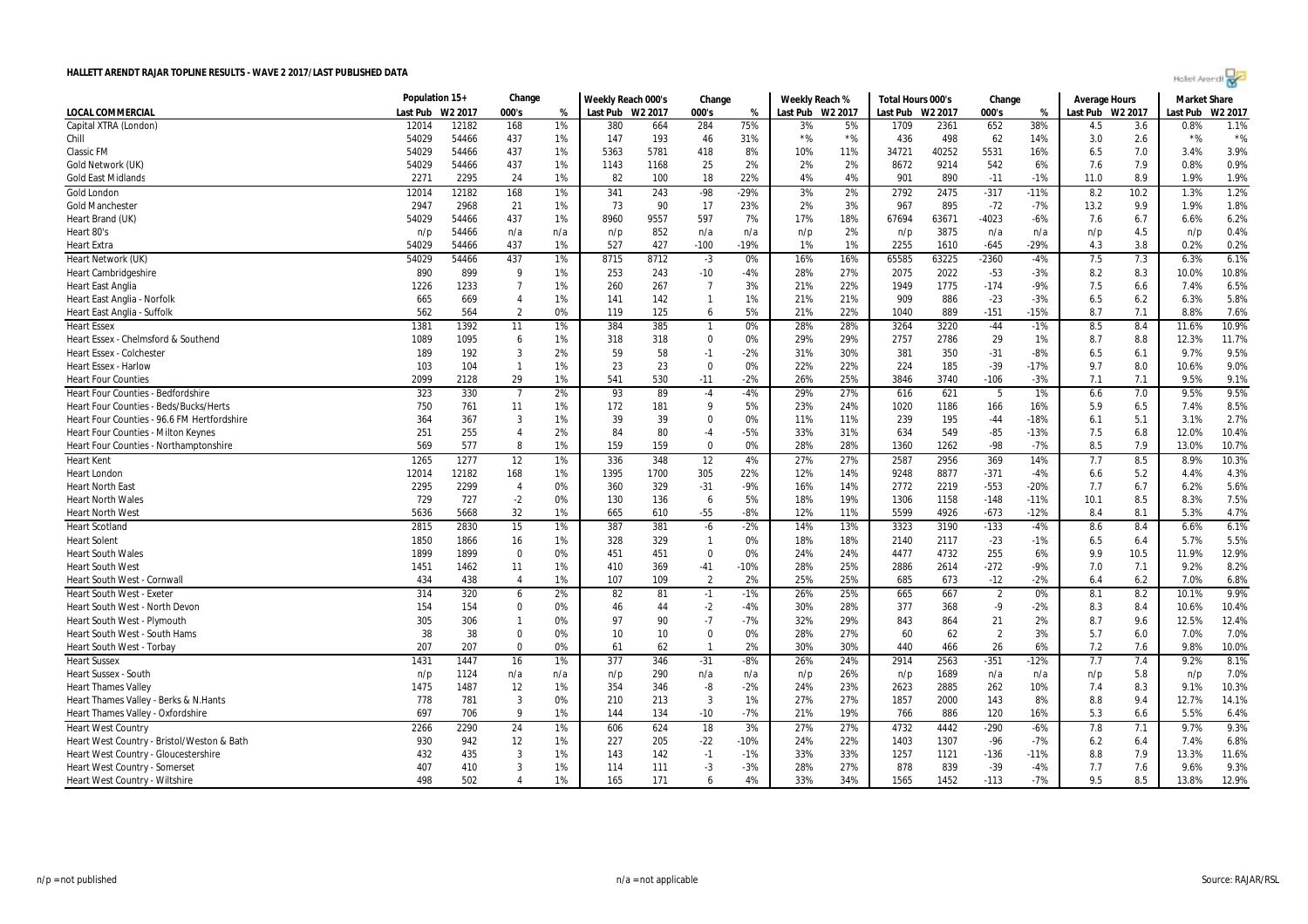# HALLETT ARENDT RAJAR TOPLINE RESULTS - WAVE 2 2017/LAST PUBLISHED DATA

| LOCAL COMMERCIAL | Population 15+ | | Change | | Weekly Reach 000's | | Change | | Weekly Reach % | | Total Hours 000's | | Change | | Average Hours | | Market Share | |
|---|---|---|---|---|---|---|---|---|---|---|---|---|---|---|---|---|---|---|
| | Last Pub | W2 2017 | 000's | % | Last Pub | W2 2017 | 000's | % | Last Pub | W2 2017 | Last Pub | W2 2017 | 000's | % | Last Pub | W2 2017 | Last Pub | W2 2017 |
| Capital XTRA (London) | 12014 | 12182 | 168 | 1% | 380 | 664 | 284 | 75% | 3% | 5% | 1709 | 2361 | 652 | 38% | 4.5 | 3.6 | 0.8% | 1.1% |
| Chill | 54029 | 54466 | 437 | 1% | 147 | 193 | 46 | 31% | *% | *% | 436 | 498 | 62 | 14% | 3.0 | 2.6 | *% | *% |
| Classic FM | 54029 | 54466 | 437 | 1% | 5363 | 5781 | 418 | 8% | 10% | 11% | 34721 | 40252 | 5531 | 16% | 6.5 | 7.0 | 3.4% | 3.9% |
| Gold Network (UK) | 54029 | 54466 | 437 | 1% | 1143 | 1168 | 25 | 2% | 2% | 2% | 8672 | 9214 | 542 | 6% | 7.6 | 7.9 | 0.8% | 0.9% |
| Gold East Midlands | 2271 | 2295 | 24 | 1% | 82 | 100 | 18 | 22% | 4% | 4% | 901 | 890 | -11 | -1% | 11.0 | 8.9 | 1.9% | 1.9% |
| Gold London | 12014 | 12182 | 168 | 1% | 341 | 243 | -98 | -29% | 3% | 2% | 2792 | 2475 | -317 | -11% | 8.2 | 10.2 | 1.3% | 1.2% |
| Gold Manchester | 2947 | 2968 | 21 | 1% | 73 | 90 | 17 | 23% | 2% | 3% | 967 | 895 | -72 | -7% | 13.2 | 9.9 | 1.9% | 1.8% |
| Heart Brand (UK) | 54029 | 54466 | 437 | 1% | 8960 | 9557 | 597 | 7% | 17% | 18% | 67694 | 63671 | -4023 | -6% | 7.6 | 6.7 | 6.6% | 6.2% |
| Heart 80's | n/p | 54466 | n/a | n/a | n/p | 852 | n/a | n/a | n/p | 2% | n/p | 3875 | n/a | n/a | n/p | 4.5 | n/p | 0.4% |
| Heart Extra | 54029 | 54466 | 437 | 1% | 527 | 427 | -100 | -19% | 1% | 1% | 2255 | 1610 | -645 | -29% | 4.3 | 3.8 | 0.2% | 0.2% |
| Heart Network (UK) | 54029 | 54466 | 437 | 1% | 8715 | 8712 | -3 | 0% | 16% | 16% | 65585 | 63225 | -2360 | -4% | 7.5 | 7.3 | 6.3% | 6.1% |
| Heart Cambridgeshire | 890 | 899 | 9 | 1% | 253 | 243 | -10 | -4% | 28% | 27% | 2075 | 2022 | -53 | -3% | 8.2 | 8.3 | 10.0% | 10.8% |
| Heart East Anglia | 1226 | 1233 | 7 | 1% | 260 | 267 | 7 | 3% | 21% | 22% | 1949 | 1775 | -174 | -9% | 7.5 | 6.6 | 7.4% | 6.5% |
| Heart East Anglia - Norfolk | 665 | 669 | 4 | 1% | 141 | 142 | 1 | 1% | 21% | 21% | 909 | 886 | -23 | -3% | 6.5 | 6.2 | 6.3% | 5.8% |
| Heart East Anglia - Suffolk | 562 | 564 | 2 | 0% | 119 | 125 | 6 | 5% | 21% | 22% | 1040 | 889 | -151 | -15% | 8.7 | 7.1 | 8.8% | 7.6% |
| Heart Essex | 1381 | 1392 | 11 | 1% | 384 | 385 | 1 | 0% | 28% | 28% | 3264 | 3220 | -44 | -1% | 8.5 | 8.4 | 11.6% | 10.9% |
| Heart Essex - Chelmsford & Southend | 1089 | 1095 | 6 | 1% | 318 | 318 | 0 | 0% | 29% | 29% | 2757 | 2786 | 29 | 1% | 8.7 | 8.8 | 12.3% | 11.7% |
| Heart Essex - Colchester | 189 | 192 | 3 | 2% | 59 | 58 | -1 | -2% | 31% | 30% | 381 | 350 | -31 | -8% | 6.5 | 6.1 | 9.7% | 9.5% |
| Heart Essex - Harlow | 103 | 104 | 1 | 1% | 23 | 23 | 0 | 0% | 22% | 22% | 224 | 185 | -39 | -17% | 9.7 | 8.0 | 10.6% | 9.0% |
| Heart Four Counties | 2099 | 2128 | 29 | 1% | 541 | 530 | -11 | -2% | 26% | 25% | 3846 | 3740 | -106 | -3% | 7.1 | 7.1 | 9.5% | 9.1% |
| Heart Four Counties - Bedfordshire | 323 | 330 | 7 | 2% | 93 | 89 | -4 | -4% | 29% | 27% | 616 | 621 | 5 | 1% | 6.6 | 7.0 | 9.5% | 9.5% |
| Heart Four Counties - Beds/Bucks/Herts | 750 | 761 | 11 | 1% | 172 | 181 | 9 | 5% | 23% | 24% | 1020 | 1186 | 166 | 16% | 5.9 | 6.5 | 7.4% | 8.5% |
| Heart Four Counties - 96.6 FM Hertfordshire | 364 | 367 | 3 | 1% | 39 | 39 | 0 | 0% | 11% | 11% | 239 | 195 | -44 | -18% | 6.1 | 5.1 | 3.1% | 2.7% |
| Heart Four Counties - Milton Keynes | 251 | 255 | 4 | 2% | 84 | 80 | -4 | -5% | 33% | 31% | 634 | 549 | -85 | -13% | 7.5 | 6.8 | 12.0% | 10.4% |
| Heart Four Counties - Northamptonshire | 569 | 577 | 8 | 1% | 159 | 159 | 0 | 0% | 28% | 28% | 1360 | 1262 | -98 | -7% | 8.5 | 7.9 | 13.0% | 10.7% |
| Heart Kent | 1265 | 1277 | 12 | 1% | 336 | 348 | 12 | 4% | 27% | 27% | 2587 | 2956 | 369 | 14% | 7.7 | 8.5 | 8.9% | 10.3% |
| Heart London | 12014 | 12182 | 168 | 1% | 1395 | 1700 | 305 | 22% | 12% | 14% | 9248 | 8877 | -371 | -4% | 6.6 | 5.2 | 4.4% | 4.3% |
| Heart North East | 2295 | 2299 | 4 | 0% | 360 | 329 | -31 | -9% | 16% | 14% | 2772 | 2219 | -553 | -20% | 7.7 | 6.7 | 6.2% | 5.6% |
| Heart North Wales | 729 | 727 | -2 | 0% | 130 | 136 | 6 | 5% | 18% | 19% | 1306 | 1158 | -148 | -11% | 10.1 | 8.5 | 8.3% | 7.5% |
| Heart North West | 5636 | 5668 | 32 | 1% | 665 | 610 | -55 | -8% | 12% | 11% | 5599 | 4926 | -673 | -12% | 8.4 | 8.1 | 5.3% | 4.7% |
| Heart Scotland | 2815 | 2830 | 15 | 1% | 387 | 381 | -6 | -2% | 14% | 13% | 3323 | 3190 | -133 | -4% | 8.6 | 8.4 | 6.6% | 6.1% |
| Heart Solent | 1850 | 1866 | 16 | 1% | 328 | 329 | 1 | 0% | 18% | 18% | 2140 | 2117 | -23 | -1% | 6.5 | 6.4 | 5.7% | 5.5% |
| Heart South Wales | 1899 | 1899 | 0 | 0% | 451 | 451 | 0 | 0% | 24% | 24% | 4477 | 4732 | 255 | 6% | 9.9 | 10.5 | 11.9% | 12.9% |
| Heart South West | 1451 | 1462 | 11 | 1% | 410 | 369 | -41 | -10% | 28% | 25% | 2886 | 2614 | -272 | -9% | 7.0 | 7.1 | 9.2% | 8.2% |
| Heart South West - Cornwall | 434 | 438 | 4 | 1% | 107 | 109 | 2 | 2% | 25% | 25% | 685 | 673 | -12 | -2% | 6.4 | 6.2 | 7.0% | 6.8% |
| Heart South West - Exeter | 314 | 320 | 6 | 2% | 82 | 81 | -1 | -1% | 26% | 25% | 665 | 667 | 2 | 0% | 8.1 | 8.2 | 10.1% | 9.9% |
| Heart South West - North Devon | 154 | 154 | 0 | 0% | 46 | 44 | -2 | -4% | 30% | 28% | 377 | 368 | -9 | -2% | 8.3 | 8.4 | 10.6% | 10.4% |
| Heart South West - Plymouth | 305 | 306 | 1 | 0% | 97 | 90 | -7 | -7% | 32% | 29% | 843 | 864 | 21 | 2% | 8.7 | 9.6 | 12.5% | 12.4% |
| Heart South West - South Hams | 38 | 38 | 0 | 0% | 10 | 10 | 0 | 0% | 28% | 27% | 60 | 62 | 2 | 3% | 5.7 | 6.0 | 7.0% | 7.0% |
| Heart South West - Torbay | 207 | 207 | 0 | 0% | 61 | 62 | 1 | 2% | 30% | 30% | 440 | 466 | 26 | 6% | 7.2 | 7.6 | 9.8% | 10.0% |
| Heart Sussex | 1431 | 1447 | 16 | 1% | 377 | 346 | -31 | -8% | 26% | 24% | 2914 | 2563 | -351 | -12% | 7.7 | 7.4 | 9.2% | 8.1% |
| Heart Sussex - South | n/p | 1124 | n/a | n/a | n/p | 290 | n/a | n/a | n/p | 26% | n/p | 1689 | n/a | n/a | n/p | 5.8 | n/p | 7.0% |
| Heart Thames Valley | 1475 | 1487 | 12 | 1% | 354 | 346 | -8 | -2% | 24% | 23% | 2623 | 2885 | 262 | 10% | 7.4 | 8.3 | 9.1% | 10.3% |
| Heart Thames Valley - Berks & N.Hants | 778 | 781 | 3 | 0% | 210 | 213 | 3 | 1% | 27% | 27% | 1857 | 2000 | 143 | 8% | 8.8 | 9.4 | 12.7% | 14.1% |
| Heart Thames Valley - Oxfordshire | 697 | 706 | 9 | 1% | 144 | 134 | -10 | -7% | 21% | 19% | 766 | 886 | 120 | 16% | 5.3 | 6.6 | 5.5% | 6.4% |
| Heart West Country | 2266 | 2290 | 24 | 1% | 606 | 624 | 18 | 3% | 27% | 27% | 4732 | 4442 | -290 | -6% | 7.8 | 7.1 | 9.7% | 9.3% |
| Heart West Country - Bristol/Weston & Bath | 930 | 942 | 12 | 1% | 227 | 205 | -22 | -10% | 24% | 22% | 1403 | 1307 | -96 | -7% | 6.2 | 6.4 | 7.4% | 6.8% |
| Heart West Country - Gloucestershire | 432 | 435 | 3 | 1% | 143 | 142 | -1 | -1% | 33% | 33% | 1257 | 1121 | -136 | -11% | 8.8 | 7.9 | 13.3% | 11.6% |
| Heart West Country - Somerset | 407 | 410 | 3 | 1% | 114 | 111 | -3 | -3% | 28% | 27% | 878 | 839 | -39 | -4% | 7.7 | 7.6 | 9.6% | 9.3% |
| Heart West Country - Wiltshire | 498 | 502 | 4 | 1% | 165 | 171 | 6 | 4% | 33% | 34% | 1565 | 1452 | -113 | -7% | 9.5 | 8.5 | 13.8% | 12.9% |

n/p = not published    n/a = not applicable    Source: RAJAR/RSL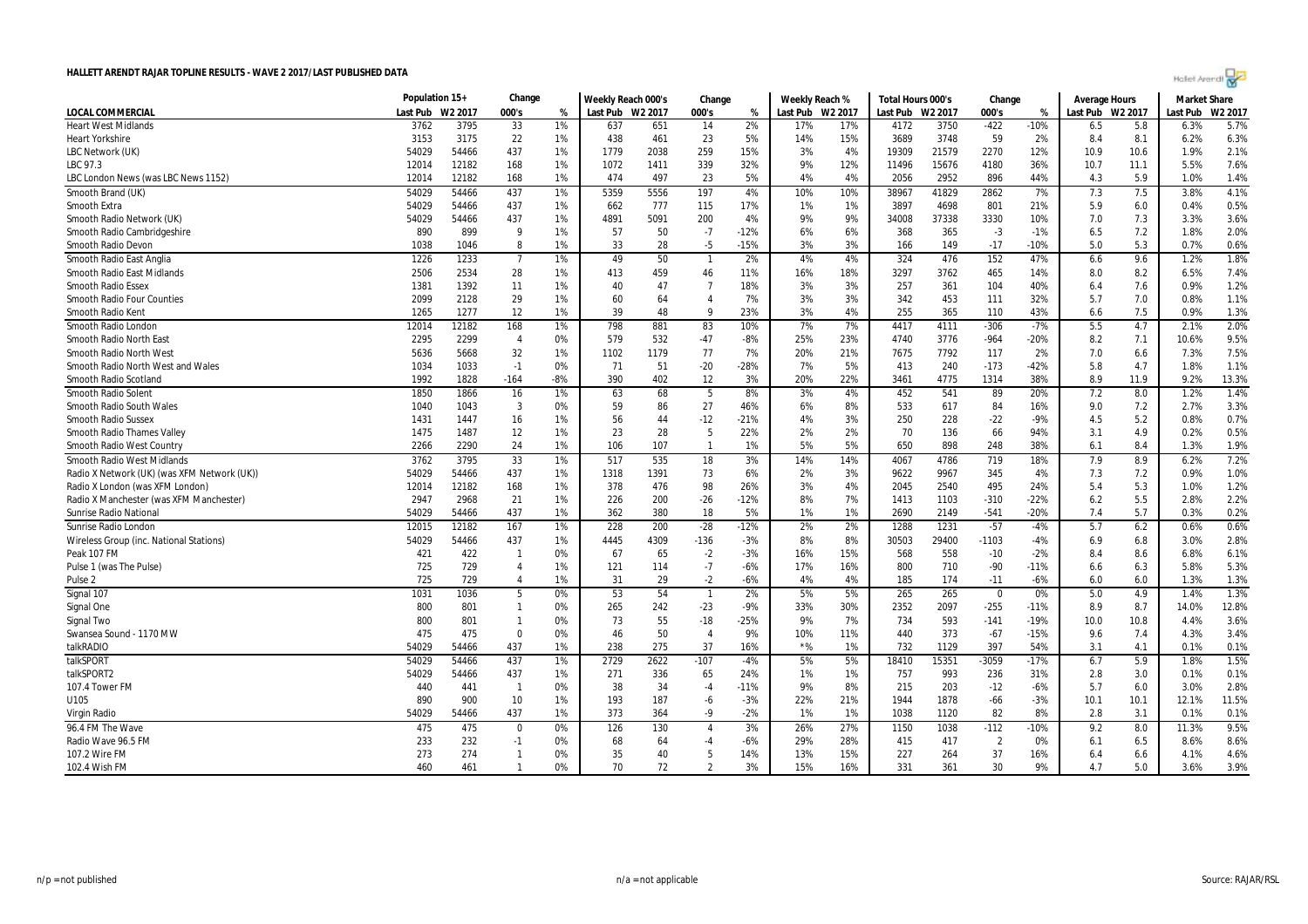# HALLETT ARENDT RAJAR TOPLINE RESULTS - WAVE 2 2017/LAST PUBLISHED DATA

| LOCAL COMMERCIAL | Population 15+ | | Change | | Weekly Reach 000's | | Change | | Weekly Reach % | | Total Hours 000's | | Change | | Average Hours | | Market Share | |
|---|---|---|---|---|---|---|---|---|---|---|---|---|---|---|---|---|---|---|
| | Last Pub | W2 2017 | 000's | % | Last Pub | W2 2017 | 000's | % | Last Pub | W2 2017 | Last Pub | W2 2017 | 000's | % | Last Pub | W2 2017 | Last Pub | W2 2017 |
| Heart West Midlands | 3762 | 3795 | 33 | 1% | 637 | 651 | 14 | 2% | 17% | 17% | 4172 | 3750 | -422 | -10% | 6.5 | 5.8 | 6.3% | 5.7% |
| Heart Yorkshire | 3153 | 3175 | 22 | 1% | 438 | 461 | 23 | 5% | 14% | 15% | 3689 | 3748 | 59 | 2% | 8.4 | 8.1 | 6.2% | 6.3% |
| LBC Network (UK) | 54029 | 54466 | 437 | 1% | 1779 | 2038 | 259 | 15% | 3% | 4% | 19309 | 21579 | 2270 | 12% | 10.9 | 10.6 | 1.9% | 2.1% |
| LBC 97.3 | 12014 | 12182 | 168 | 1% | 1072 | 1411 | 339 | 32% | 9% | 12% | 11496 | 15676 | 4180 | 36% | 10.7 | 11.1 | 5.5% | 7.6% |
| LBC London News (was LBC News 1152) | 12014 | 12182 | 168 | 1% | 474 | 497 | 23 | 5% | 4% | 4% | 2056 | 2952 | 896 | 44% | 4.3 | 5.9 | 1.0% | 1.4% |
| Smooth Brand (UK) | 54029 | 54466 | 437 | 1% | 5359 | 5556 | 197 | 4% | 10% | 10% | 38967 | 41829 | 2862 | 7% | 7.3 | 7.5 | 3.8% | 4.1% |
| Smooth Extra | 54029 | 54466 | 437 | 1% | 662 | 777 | 115 | 17% | 1% | 1% | 3897 | 4698 | 801 | 21% | 5.9 | 6.0 | 0.4% | 0.5% |
| Smooth Radio Network (UK) | 54029 | 54466 | 437 | 1% | 4891 | 5091 | 200 | 4% | 9% | 9% | 34008 | 37338 | 3330 | 10% | 7.0 | 7.3 | 3.3% | 3.6% |
| Smooth Radio Cambridgeshire | 890 | 899 | 9 | 1% | 57 | 50 | -7 | -12% | 6% | 6% | 368 | 365 | -3 | -1% | 6.5 | 7.2 | 1.8% | 2.0% |
| Smooth Radio Devon | 1038 | 1046 | 8 | 1% | 33 | 28 | -5 | -15% | 3% | 3% | 166 | 149 | -17 | -10% | 5.0 | 5.3 | 0.7% | 0.6% |
| Smooth Radio East Anglia | 1226 | 1233 | 7 | 1% | 49 | 50 | 1 | 2% | 4% | 4% | 324 | 476 | 152 | 47% | 6.6 | 9.6 | 1.2% | 1.8% |
| Smooth Radio East Midlands | 2506 | 2534 | 28 | 1% | 413 | 459 | 46 | 11% | 16% | 18% | 3297 | 3762 | 465 | 14% | 8.0 | 8.2 | 6.5% | 7.4% |
| Smooth Radio Essex | 1381 | 1392 | 11 | 1% | 40 | 47 | 7 | 18% | 3% | 3% | 257 | 361 | 104 | 40% | 6.4 | 7.6 | 0.9% | 1.2% |
| Smooth Radio Four Counties | 2099 | 2128 | 29 | 1% | 60 | 64 | 4 | 7% | 3% | 3% | 342 | 453 | 111 | 32% | 5.7 | 7.0 | 0.8% | 1.1% |
| Smooth Radio Kent | 1265 | 1277 | 12 | 1% | 39 | 48 | 9 | 23% | 3% | 4% | 255 | 365 | 110 | 43% | 6.6 | 7.5 | 0.9% | 1.3% |
| Smooth Radio London | 12014 | 12182 | 168 | 1% | 798 | 881 | 83 | 10% | 7% | 7% | 4417 | 4111 | -306 | -7% | 5.5 | 4.7 | 2.1% | 2.0% |
| Smooth Radio North East | 2295 | 2299 | 4 | 0% | 579 | 532 | -47 | -8% | 25% | 23% | 4740 | 3776 | -964 | -20% | 8.2 | 7.1 | 10.6% | 9.5% |
| Smooth Radio North West | 5636 | 5668 | 32 | 1% | 1102 | 1179 | 77 | 7% | 20% | 21% | 7675 | 7792 | 117 | 2% | 7.0 | 6.6 | 7.3% | 7.5% |
| Smooth Radio North West and Wales | 1034 | 1033 | -1 | 0% | 71 | 51 | -20 | -28% | 7% | 5% | 413 | 240 | -173 | -42% | 5.8 | 4.7 | 1.8% | 1.1% |
| Smooth Radio Scotland | 1992 | 1828 | -164 | -8% | 390 | 402 | 12 | 3% | 20% | 22% | 3461 | 4775 | 1314 | 38% | 8.9 | 11.9 | 9.2% | 13.3% |
| Smooth Radio Solent | 1850 | 1866 | 16 | 1% | 63 | 68 | 5 | 8% | 3% | 4% | 452 | 541 | 89 | 20% | 7.2 | 8.0 | 1.2% | 1.4% |
| Smooth Radio South Wales | 1040 | 1043 | 3 | 0% | 59 | 86 | 27 | 46% | 6% | 8% | 533 | 617 | 84 | 16% | 9.0 | 7.2 | 2.7% | 3.3% |
| Smooth Radio Sussex | 1431 | 1447 | 16 | 1% | 56 | 44 | -12 | -21% | 4% | 3% | 250 | 228 | -22 | -9% | 4.5 | 5.2 | 0.8% | 0.7% |
| Smooth Radio Thames Valley | 1475 | 1487 | 12 | 1% | 23 | 28 | 5 | 22% | 2% | 2% | 70 | 136 | 66 | 94% | 3.1 | 4.9 | 0.2% | 0.5% |
| Smooth Radio West Country | 2266 | 2290 | 24 | 1% | 106 | 107 | 1 | 1% | 5% | 5% | 650 | 898 | 248 | 38% | 6.1 | 8.4 | 1.3% | 1.9% |
| Smooth Radio West Midlands | 3762 | 3795 | 33 | 1% | 517 | 535 | 18 | 3% | 14% | 14% | 4067 | 4786 | 719 | 18% | 7.9 | 8.9 | 6.2% | 7.2% |
| Radio X Network (UK) (was XFM Network (UK)) | 54029 | 54466 | 437 | 1% | 1318 | 1391 | 73 | 6% | 2% | 3% | 9622 | 9967 | 345 | 4% | 7.3 | 7.2 | 0.9% | 1.0% |
| Radio X London (was XFM London) | 12014 | 12182 | 168 | 1% | 378 | 476 | 98 | 26% | 3% | 4% | 2045 | 2540 | 495 | 24% | 5.4 | 5.3 | 1.0% | 1.2% |
| Radio X Manchester (was XFM Manchester) | 2947 | 2968 | 21 | 1% | 226 | 200 | -26 | -12% | 8% | 7% | 1413 | 1103 | -310 | -22% | 6.2 | 5.5 | 2.8% | 2.2% |
| Sunrise Radio National | 54029 | 54466 | 437 | 1% | 362 | 380 | 18 | 5% | 1% | 1% | 2690 | 2149 | -541 | -20% | 7.4 | 5.7 | 0.3% | 0.2% |
| Sunrise Radio London | 12015 | 12182 | 167 | 1% | 228 | 200 | -28 | -12% | 2% | 2% | 1288 | 1231 | -57 | -4% | 5.7 | 6.2 | 0.6% | 0.6% |
| Wireless Group (inc. National Stations) | 54029 | 54466 | 437 | 1% | 4445 | 4309 | -136 | -3% | 8% | 8% | 30503 | 29400 | -1103 | -4% | 6.9 | 6.8 | 3.0% | 2.8% |
| Peak 107 FM | 421 | 422 | 1 | 0% | 67 | 65 | -2 | -3% | 16% | 15% | 568 | 558 | -10 | -2% | 8.4 | 8.6 | 6.8% | 6.1% |
| Pulse 1 (was The Pulse) | 725 | 729 | 4 | 1% | 121 | 114 | -7 | -6% | 17% | 16% | 800 | 710 | -90 | -11% | 6.6 | 6.3 | 5.8% | 5.3% |
| Pulse 2 | 725 | 729 | 4 | 1% | 31 | 29 | -2 | -6% | 4% | 4% | 185 | 174 | -11 | -6% | 6.0 | 6.0 | 1.3% | 1.3% |
| Signal 107 | 1031 | 1036 | 5 | 0% | 53 | 54 | 1 | 2% | 5% | 5% | 265 | 265 | 0 | 0% | 5.0 | 4.9 | 1.4% | 1.3% |
| Signal One | 800 | 801 | 1 | 0% | 265 | 242 | -23 | -9% | 33% | 30% | 2352 | 2097 | -255 | -11% | 8.9 | 8.7 | 14.0% | 12.8% |
| Signal Two | 800 | 801 | 1 | 0% | 73 | 55 | -18 | -25% | 9% | 7% | 734 | 593 | -141 | -19% | 10.0 | 10.8 | 4.4% | 3.6% |
| Swansea Sound - 1170 MW | 475 | 475 | 0 | 0% | 46 | 50 | 4 | 9% | 10% | 11% | 440 | 373 | -67 | -15% | 9.6 | 7.4 | 4.3% | 3.4% |
| talkRADIO | 54029 | 54466 | 437 | 1% | 238 | 275 | 37 | 16% | *% | 1% | 732 | 1129 | 397 | 54% | 3.1 | 4.1 | 0.1% | 0.1% |
| talkSPORT | 54029 | 54466 | 437 | 1% | 2729 | 2622 | -107 | -4% | 5% | 5% | 18410 | 15351 | -3059 | -17% | 6.7 | 5.9 | 1.8% | 1.5% |
| talkSPORT2 | 54029 | 54466 | 437 | 1% | 271 | 336 | 65 | 24% | 1% | 1% | 757 | 993 | 236 | 31% | 2.8 | 3.0 | 0.1% | 0.1% |
| 107.4 Tower FM | 440 | 441 | 1 | 0% | 38 | 34 | -4 | -11% | 9% | 8% | 215 | 203 | -12 | -6% | 5.7 | 6.0 | 3.0% | 2.8% |
| U105 | 890 | 900 | 10 | 1% | 193 | 187 | -6 | -3% | 22% | 21% | 1944 | 1878 | -66 | -3% | 10.1 | 10.1 | 12.1% | 11.5% |
| Virgin Radio | 54029 | 54466 | 437 | 1% | 373 | 364 | -9 | -2% | 1% | 1% | 1038 | 1120 | 82 | 8% | 2.8 | 3.1 | 0.1% | 0.1% |
| 96.4 FM The Wave | 475 | 475 | 0 | 0% | 126 | 130 | 4 | 3% | 26% | 27% | 1150 | 1038 | -112 | -10% | 9.2 | 8.0 | 11.3% | 9.5% |
| Radio Wave 96.5 FM | 233 | 232 | -1 | 0% | 68 | 64 | -4 | -6% | 29% | 28% | 415 | 417 | 2 | 0% | 6.1 | 6.5 | 8.6% | 8.6% |
| 107.2 Wire FM | 273 | 274 | 1 | 0% | 35 | 40 | 5 | 14% | 13% | 15% | 227 | 264 | 37 | 16% | 6.4 | 6.6 | 4.1% | 4.6% |
| 102.4 Wish FM | 460 | 461 | 1 | 0% | 70 | 72 | 2 | 3% | 15% | 16% | 331 | 361 | 30 | 9% | 4.7 | 5.0 | 3.6% | 3.9% |

n/p = not published    n/a = not applicable    Source: RAJAR/RSL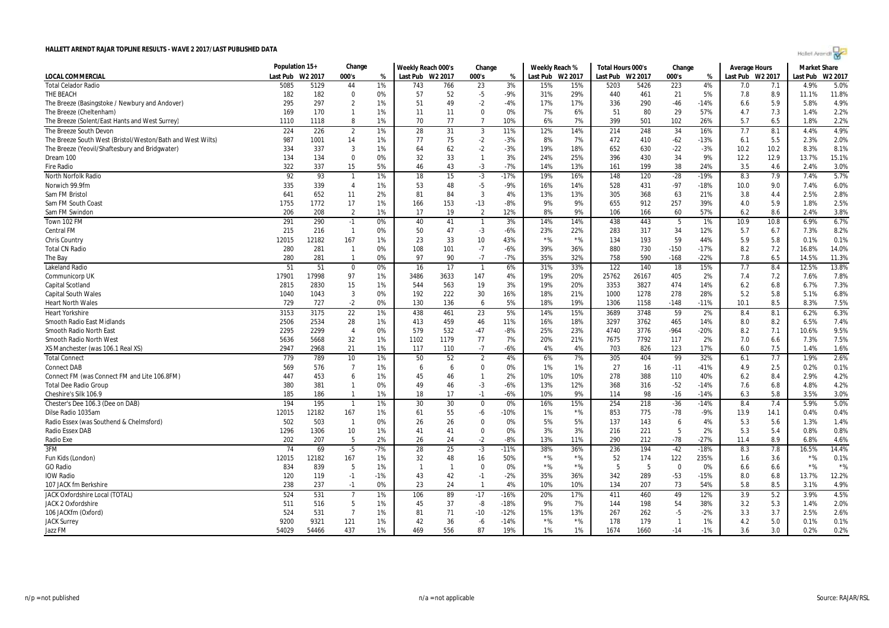# HALLETT ARENDT RAJAR TOPLINE RESULTS - WAVE 2 2017/LAST PUBLISHED DATA

| LOCAL COMMERCIAL | Population 15+ | | Change | | Weekly Reach 000's | | Change | | Weekly Reach % | | Total Hours 000's | | Change | | Average Hours | | Market Share | |
|---|---|---|---|---|---|---|---|---|---|---|---|---|---|---|---|---|---|---|
| | Last Pub | W2 2017 | 000's | % | Last Pub | W2 2017 | 000's | % | Last Pub | W2 2017 | Last Pub | W2 2017 | 000's | % | Last Pub | W2 2017 | Last Pub | W2 2017 |
| Total Celador Radio | 5085 | 5129 | 44 | 1% | 743 | 766 | 23 | 3% | 15% | 15% | 5203 | 5426 | 223 | 4% | 7.0 | 7.1 | 4.9% | 5.0% |
| THE BEACH | 182 | 182 | 0 | 0% | 57 | 52 | -5 | -9% | 31% | 29% | 440 | 461 | 21 | 5% | 7.8 | 8.9 | 11.1% | 11.8% |
| The Breeze (Basingstoke / Newbury and Andover) | 295 | 297 | 2 | 1% | 51 | 49 | -2 | -4% | 17% | 17% | 336 | 290 | -46 | -14% | 6.6 | 5.9 | 5.8% | 4.9% |
| The Breeze (Cheltenham) | 169 | 170 | 1 | 1% | 11 | 11 | 0 | 0% | 7% | 6% | 51 | 80 | 29 | 57% | 4.7 | 7.3 | 1.4% | 2.2% |
| The Breeze (Solent/East Hants and West Surrey) | 1110 | 1118 | 8 | 1% | 70 | 77 | 7 | 10% | 6% | 7% | 399 | 501 | 102 | 26% | 5.7 | 6.5 | 1.8% | 2.2% |
| The Breeze South Devon | 224 | 226 | 2 | 1% | 28 | 31 | 3 | 11% | 12% | 14% | 214 | 248 | 34 | 16% | 7.7 | 8.1 | 4.4% | 4.9% |
| The Breeze South West (Bristol/Weston/Bath and West Wilts) | 987 | 1001 | 14 | 1% | 77 | 75 | -2 | -3% | 8% | 7% | 472 | 410 | -62 | -13% | 6.1 | 5.5 | 2.3% | 2.0% |
| The Breeze (Yeovil/Shaftesbury and Bridgwater) | 334 | 337 | 3 | 1% | 64 | 62 | -2 | -3% | 19% | 18% | 652 | 630 | -22 | -3% | 10.2 | 10.2 | 8.3% | 8.1% |
| Dream 100 | 134 | 134 | 0 | 0% | 32 | 33 | 1 | 3% | 24% | 25% | 396 | 430 | 34 | 9% | 12.2 | 12.9 | 13.7% | 15.1% |
| Fire Radio | 322 | 337 | 15 | 5% | 46 | 43 | -3 | -7% | 14% | 13% | 161 | 199 | 38 | 24% | 3.5 | 4.6 | 2.4% | 3.0% |
| North Norfolk Radio | 92 | 93 | 1 | 1% | 18 | 15 | -3 | -17% | 19% | 16% | 148 | 120 | -28 | -19% | 8.3 | 7.9 | 7.4% | 5.7% |
| Norwich 99.9fm | 335 | 339 | 4 | 1% | 53 | 48 | -5 | -9% | 16% | 14% | 528 | 431 | -97 | -18% | 10.0 | 9.0 | 7.4% | 6.0% |
| Sam FM Bristol | 641 | 652 | 11 | 2% | 81 | 84 | 3 | 4% | 13% | 13% | 305 | 368 | 63 | 21% | 3.8 | 4.4 | 2.5% | 2.8% |
| Sam FM South Coast | 1755 | 1772 | 17 | 1% | 166 | 153 | -13 | -8% | 9% | 9% | 655 | 912 | 257 | 39% | 4.0 | 5.9 | 1.8% | 2.5% |
| Sam FM Swindon | 206 | 208 | 2 | 1% | 17 | 19 | 2 | 12% | 8% | 9% | 106 | 166 | 60 | 57% | 6.2 | 8.6 | 2.4% | 3.8% |
| Town 102 FM | 291 | 290 | -1 | 0% | 40 | 41 | 1 | 3% | 14% | 14% | 438 | 443 | 5 | 1% | 10.9 | 10.8 | 6.9% | 6.7% |
| Central FM | 215 | 216 | 1 | 0% | 50 | 47 | -3 | -6% | 23% | 22% | 283 | 317 | 34 | 12% | 5.7 | 6.7 | 7.3% | 8.2% |
| Chris Country | 12015 | 12182 | 167 | 1% | 23 | 33 | 10 | 43% | *% | *% | 134 | 193 | 59 | 44% | 5.9 | 5.8 | 0.1% | 0.1% |
| Total CN Radio | 280 | 281 | 1 | 0% | 108 | 101 | -7 | -6% | 39% | 36% | 880 | 730 | -150 | -17% | 8.2 | 7.2 | 16.8% | 14.0% |
| The Bay | 280 | 281 | 1 | 0% | 97 | 90 | -7 | -7% | 35% | 32% | 758 | 590 | -168 | -22% | 7.8 | 6.5 | 14.5% | 11.3% |
| Lakeland Radio | 51 | 51 | 0 | 0% | 16 | 17 | 1 | 6% | 31% | 33% | 122 | 140 | 18 | 15% | 7.7 | 8.4 | 12.5% | 13.8% |
| Communicorp UK | 17901 | 17998 | 97 | 1% | 3486 | 3633 | 147 | 4% | 19% | 20% | 25762 | 26167 | 405 | 2% | 7.4 | 7.2 | 7.6% | 7.8% |
| Capital Scotland | 2815 | 2830 | 15 | 1% | 544 | 563 | 19 | 3% | 19% | 20% | 3353 | 3827 | 474 | 14% | 6.2 | 6.8 | 6.7% | 7.3% |
| Capital South Wales | 1040 | 1043 | 3 | 0% | 192 | 222 | 30 | 16% | 18% | 21% | 1000 | 1278 | 278 | 28% | 5.2 | 5.8 | 5.1% | 6.8% |
| Heart North Wales | 729 | 727 | -2 | 0% | 130 | 136 | 6 | 5% | 18% | 19% | 1306 | 1158 | -148 | -11% | 10.1 | 8.5 | 8.3% | 7.5% |
| Heart Yorkshire | 3153 | 3175 | 22 | 1% | 438 | 461 | 23 | 5% | 14% | 15% | 3689 | 3748 | 59 | 2% | 8.4 | 8.1 | 6.2% | 6.3% |
| Smooth Radio East Midlands | 2506 | 2534 | 28 | 1% | 413 | 459 | 46 | 11% | 16% | 18% | 3297 | 3762 | 465 | 14% | 8.0 | 8.2 | 6.5% | 7.4% |
| Smooth Radio North East | 2295 | 2299 | 4 | 0% | 579 | 532 | -47 | -8% | 25% | 23% | 4740 | 3776 | -964 | -20% | 8.2 | 7.1 | 10.6% | 9.5% |
| Smooth Radio North West | 5636 | 5668 | 32 | 1% | 1102 | 1179 | 77 | 7% | 20% | 21% | 7675 | 7792 | 117 | 2% | 7.0 | 6.6 | 7.3% | 7.5% |
| XS Manchester (was 106.1 Real XS) | 2947 | 2968 | 21 | 1% | 117 | 110 | -7 | -6% | 4% | 4% | 703 | 826 | 123 | 17% | 6.0 | 7.5 | 1.4% | 1.6% |
| Total Connect | 779 | 789 | 10 | 1% | 50 | 52 | 2 | 4% | 6% | 7% | 305 | 404 | 99 | 32% | 6.1 | 7.7 | 1.9% | 2.6% |
| Connect DAB | 569 | 576 | 7 | 1% | 6 | 6 | 0 | 0% | 1% | 1% | 27 | 16 | -11 | -41% | 4.9 | 2.5 | 0.2% | 0.1% |
| Connect FM (was Connect FM and Lite 106.8FM) | 447 | 453 | 6 | 1% | 45 | 46 | 1 | 2% | 10% | 10% | 278 | 388 | 110 | 40% | 6.2 | 8.4 | 2.9% | 4.2% |
| Total Dee Radio Group | 380 | 381 | 1 | 0% | 49 | 46 | -3 | -6% | 13% | 12% | 368 | 316 | -52 | -14% | 7.6 | 6.8 | 4.8% | 4.2% |
| Cheshire's Silk 106.9 | 185 | 186 | 1 | 1% | 18 | 17 | -1 | -6% | 10% | 9% | 114 | 98 | -16 | -14% | 6.3 | 5.8 | 3.5% | 3.0% |
| Chester's Dee 106.3 (Dee on DAB) | 194 | 195 | 1 | 1% | 30 | 30 | 0 | 0% | 16% | 15% | 254 | 218 | -36 | -14% | 8.4 | 7.4 | 5.9% | 5.0% |
| Dilse Radio 1035am | 12015 | 12182 | 167 | 1% | 61 | 55 | -6 | -10% | 1% | *% | 853 | 775 | -78 | -9% | 13.9 | 14.1 | 0.4% | 0.4% |
| Radio Essex (was Southend & Chelmsford) | 502 | 503 | 1 | 0% | 26 | 26 | 0 | 0% | 5% | 5% | 137 | 143 | 6 | 4% | 5.3 | 5.6 | 1.3% | 1.4% |
| Radio Essex DAB | 1296 | 1306 | 10 | 1% | 41 | 41 | 0 | 0% | 3% | 3% | 216 | 221 | 5 | 2% | 5.3 | 5.4 | 0.8% | 0.8% |
| Radio Exe | 202 | 207 | 5 | 2% | 26 | 24 | -2 | -8% | 13% | 11% | 290 | 212 | -78 | -27% | 11.4 | 8.9 | 6.8% | 4.6% |
| 3FM | 74 | 69 | -5 | -7% | 28 | 25 | -3 | -11% | 38% | 36% | 236 | 194 | -42 | -18% | 8.3 | 7.8 | 16.5% | 14.4% |
| Fun Kids (London) | 12015 | 12182 | 167 | 1% | 32 | 48 | 16 | 50% | *% | *% | 52 | 174 | 122 | 235% | 1.6 | 3.6 | *% | 0.1% |
| GO Radio | 834 | 839 | 5 | 1% | 1 | 1 | 0 | 0% | *% | *% | 5 | 5 | 0 | 0% | 6.6 | 6.6 | *% | *% |
| IOW Radio | 120 | 119 | -1 | -1% | 43 | 42 | -1 | -2% | 35% | 36% | 342 | 289 | -53 | -15% | 8.0 | 6.8 | 13.7% | 12.2% |
| 107 JACK fm Berkshire | 238 | 237 | -1 | 0% | 23 | 24 | 1 | 4% | 10% | 10% | 134 | 207 | 73 | 54% | 5.8 | 8.5 | 3.1% | 4.9% |
| JACK Oxfordshire Local (TOTAL) | 524 | 531 | 7 | 1% | 106 | 89 | -17 | -16% | 20% | 17% | 411 | 460 | 49 | 12% | 3.9 | 5.2 | 3.9% | 4.5% |
| JACK 2 Oxfordshire | 511 | 516 | 5 | 1% | 45 | 37 | -8 | -18% | 9% | 7% | 144 | 198 | 54 | 38% | 3.2 | 5.3 | 1.4% | 2.0% |
| 106 JACKfm (Oxford) | 524 | 531 | 7 | 1% | 81 | 71 | -10 | -12% | 15% | 13% | 267 | 262 | -5 | -2% | 3.3 | 3.7 | 2.5% | 2.6% |
| JACK Surrey | 9200 | 9321 | 121 | 1% | 42 | 36 | -6 | -14% | *% | *% | 178 | 179 | 1 | 1% | 4.2 | 5.0 | 0.1% | 0.1% |
| Jazz FM | 54029 | 54466 | 437 | 1% | 469 | 556 | 87 | 19% | 1% | 1% | 1674 | 1660 | -14 | -1% | 3.6 | 3.0 | 0.2% | 0.2% |

n/p = not published    n/a = not applicable    Source: RAJAR/RSL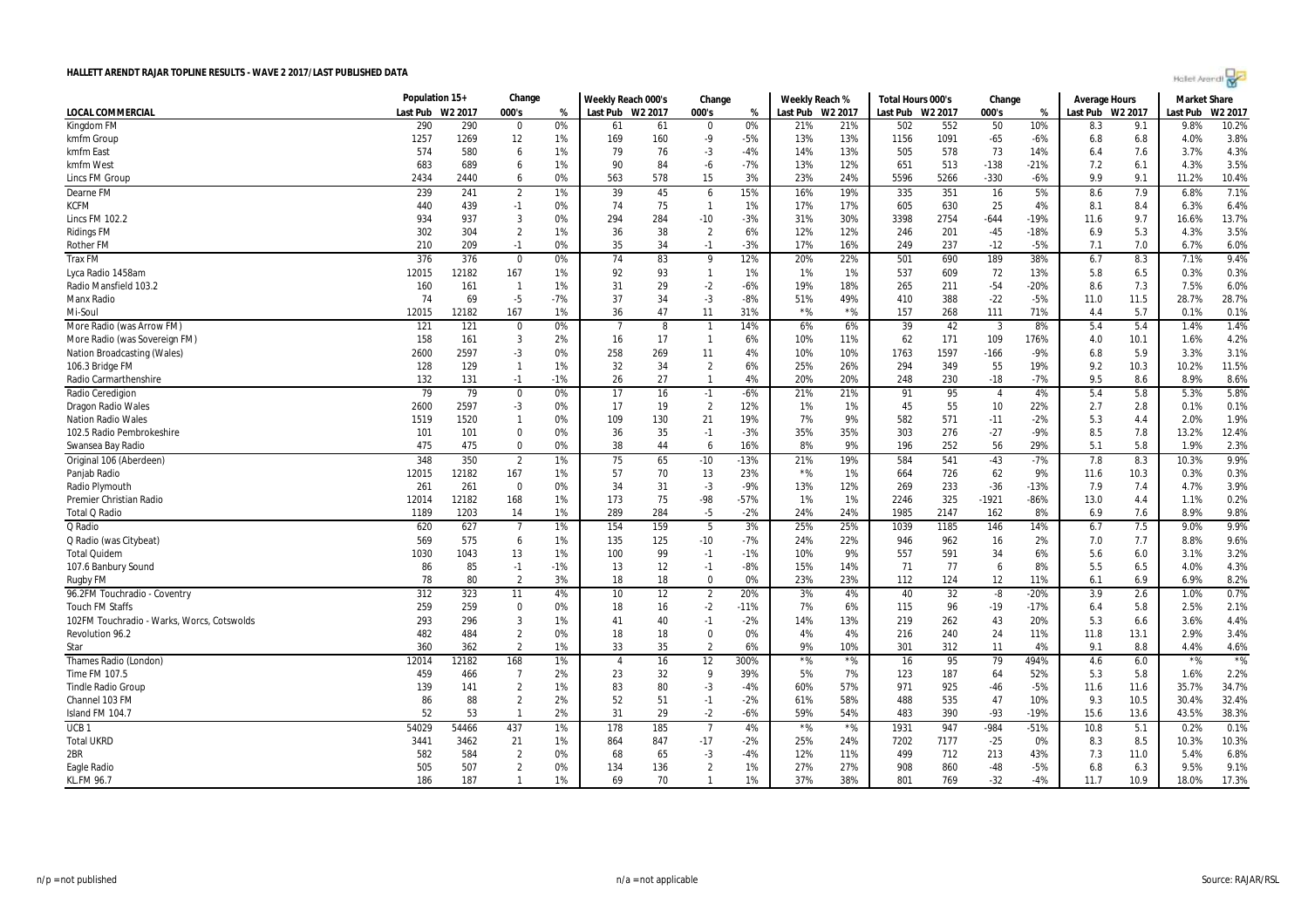# HALLETT ARENDT RAJAR TOPLINE RESULTS - WAVE 2 2017/LAST PUBLISHED DATA

| LOCAL COMMERCIAL | Population 15+ | | Change | | Weekly Reach 000's | | Change | | Weekly Reach % | | Total Hours 000's | | Change | | Average Hours | | Market Share | |
|---|---|---|---|---|---|---|---|---|---|---|---|---|---|---|---|---|---|---|
| | Last Pub | W2 2017 | 000's | % | Last Pub | W2 2017 | 000's | % | Last Pub | W2 2017 | Last Pub | W2 2017 | 000's | % | Last Pub | W2 2017 | Last Pub | W2 2017 |
| Kingdom FM | 290 | 290 | 0 | 0% | 61 | 61 | 0 | 0% | 21% | 21% | 502 | 552 | 50 | 10% | 8.3 | 9.1 | 9.8% | 10.2% |
| kmfm Group | 1257 | 1269 | 12 | 1% | 169 | 160 | -9 | -5% | 13% | 13% | 1156 | 1091 | -65 | -6% | 6.8 | 6.8 | 4.0% | 3.8% |
| kmfm East | 574 | 580 | 6 | 1% | 79 | 76 | -3 | -4% | 14% | 13% | 505 | 578 | 73 | 14% | 6.4 | 7.6 | 3.7% | 4.3% |
| kmfm West | 683 | 689 | 6 | 1% | 90 | 84 | -6 | -7% | 13% | 12% | 651 | 513 | -138 | -21% | 7.2 | 6.1 | 4.3% | 3.5% |
| Lincs FM Group | 2434 | 2440 | 6 | 0% | 563 | 578 | 15 | 3% | 23% | 24% | 5596 | 5266 | -330 | -6% | 9.9 | 9.1 | 11.2% | 10.4% |
| Dearne FM | 239 | 241 | 2 | 1% | 39 | 45 | 6 | 15% | 16% | 19% | 335 | 351 | 16 | 5% | 8.6 | 7.9 | 6.8% | 7.1% |
| KCFM | 440 | 439 | -1 | 0% | 74 | 75 | 1 | 1% | 17% | 17% | 605 | 630 | 25 | 4% | 8.1 | 8.4 | 6.3% | 6.4% |
| Lincs FM 102.2 | 934 | 937 | 3 | 0% | 294 | 284 | -10 | -3% | 31% | 30% | 3398 | 2754 | -644 | -19% | 11.6 | 9.7 | 16.6% | 13.7% |
| Ridings FM | 302 | 304 | 2 | 1% | 36 | 38 | 2 | 6% | 12% | 12% | 246 | 201 | -45 | -18% | 6.9 | 5.3 | 4.3% | 3.5% |
| Rother FM | 210 | 209 | -1 | 0% | 35 | 34 | -1 | -3% | 17% | 16% | 249 | 237 | -12 | -5% | 7.1 | 7.0 | 6.7% | 6.0% |
| Trax FM | 376 | 376 | 0 | 0% | 74 | 83 | 9 | 12% | 20% | 22% | 501 | 690 | 189 | 38% | 6.7 | 8.3 | 7.1% | 9.4% |
| Lyca Radio 1458am | 12015 | 12182 | 167 | 1% | 92 | 93 | 1 | 1% | 1% | 1% | 537 | 609 | 72 | 13% | 5.8 | 6.5 | 0.3% | 0.3% |
| Radio Mansfield 103.2 | 160 | 161 | 1 | 1% | 31 | 29 | -2 | -6% | 19% | 18% | 265 | 211 | -54 | -20% | 8.6 | 7.3 | 7.5% | 6.0% |
| Manx Radio | 74 | 69 | -5 | -7% | 37 | 34 | -3 | -8% | 51% | 49% | 410 | 388 | -22 | -5% | 11.0 | 11.5 | 28.7% | 28.7% |
| Mi-Soul | 12015 | 12182 | 167 | 1% | 36 | 47 | 11 | 31% | *% | *% | 157 | 268 | 111 | 71% | 4.4 | 5.7 | 0.1% | 0.1% |
| More Radio (was Arrow FM) | 121 | 121 | 0 | 0% | 7 | 8 | 1 | 14% | 6% | 6% | 39 | 42 | 3 | 8% | 5.4 | 5.4 | 1.4% | 1.4% |
| More Radio (was Sovereign FM) | 158 | 161 | 3 | 2% | 16 | 17 | 1 | 6% | 10% | 11% | 62 | 171 | 109 | 176% | 4.0 | 10.1 | 1.6% | 4.2% |
| Nation Broadcasting (Wales) | 2600 | 2597 | -3 | 0% | 258 | 269 | 11 | 4% | 10% | 10% | 1763 | 1597 | -166 | -9% | 6.8 | 5.9 | 3.3% | 3.1% |
| 106.3 Bridge FM | 128 | 129 | 1 | 1% | 32 | 34 | 2 | 6% | 25% | 26% | 294 | 349 | 55 | 19% | 9.2 | 10.3 | 10.2% | 11.5% |
| Radio Carmarthenshire | 132 | 131 | -1 | -1% | 26 | 27 | 1 | 4% | 20% | 20% | 248 | 230 | -18 | -7% | 9.5 | 8.6 | 8.9% | 8.6% |
| Radio Ceredigion | 79 | 79 | 0 | 0% | 17 | 16 | -1 | -6% | 21% | 21% | 91 | 95 | 4 | 4% | 5.4 | 5.8 | 5.3% | 5.8% |
| Dragon Radio Wales | 2600 | 2597 | -3 | 0% | 17 | 19 | 2 | 12% | 1% | 1% | 45 | 55 | 10 | 22% | 2.7 | 2.8 | 0.1% | 0.1% |
| Nation Radio Wales | 1519 | 1520 | 1 | 0% | 109 | 130 | 21 | 19% | 7% | 9% | 582 | 571 | -11 | -2% | 5.3 | 4.4 | 2.0% | 1.9% |
| 102.5 Radio Pembrokeshire | 101 | 101 | 0 | 0% | 36 | 35 | -1 | -3% | 35% | 35% | 303 | 276 | -27 | -9% | 8.5 | 7.8 | 13.2% | 12.4% |
| Swansea Bay Radio | 475 | 475 | 0 | 0% | 38 | 44 | 6 | 16% | 8% | 9% | 196 | 252 | 56 | 29% | 5.1 | 5.8 | 1.9% | 2.3% |
| Original 106 (Aberdeen) | 348 | 350 | 2 | 1% | 75 | 65 | -10 | -13% | 21% | 19% | 584 | 541 | -43 | -7% | 7.8 | 8.3 | 10.3% | 9.9% |
| Panjab Radio | 12015 | 12182 | 167 | 1% | 57 | 70 | 13 | 23% | *% | 1% | 664 | 726 | 62 | 9% | 11.6 | 10.3 | 0.3% | 0.3% |
| Radio Plymouth | 261 | 261 | 0 | 0% | 34 | 31 | -3 | -9% | 13% | 12% | 269 | 233 | -36 | -13% | 7.9 | 7.4 | 4.7% | 3.9% |
| Premier Christian Radio | 12014 | 12182 | 168 | 1% | 173 | 75 | -98 | -57% | 1% | 1% | 2246 | 325 | -1921 | -86% | 13.0 | 4.4 | 1.1% | 0.2% |
| Total Q Radio | 1189 | 1203 | 14 | 1% | 289 | 284 | -5 | -2% | 24% | 24% | 1985 | 2147 | 162 | 8% | 6.9 | 7.6 | 8.9% | 9.8% |
| Q Radio | 620 | 627 | 7 | 1% | 154 | 159 | 5 | 3% | 25% | 25% | 1039 | 1185 | 146 | 14% | 6.7 | 7.5 | 9.0% | 9.9% |
| Q Radio (was Citybeat) | 569 | 575 | 6 | 1% | 135 | 125 | -10 | -7% | 24% | 22% | 946 | 962 | 16 | 2% | 7.0 | 7.7 | 8.8% | 9.6% |
| Total Quidem | 1030 | 1043 | 13 | 1% | 100 | 99 | -1 | -1% | 10% | 9% | 557 | 591 | 34 | 6% | 5.6 | 6.0 | 3.1% | 3.2% |
| 107.6 Banbury Sound | 86 | 85 | -1 | -1% | 13 | 12 | -1 | -8% | 15% | 14% | 71 | 77 | 6 | 8% | 5.5 | 6.5 | 4.0% | 4.3% |
| Rugby FM | 78 | 80 | 2 | 3% | 18 | 18 | 0 | 0% | 23% | 23% | 112 | 124 | 12 | 11% | 6.1 | 6.9 | 6.9% | 8.2% |
| 96.2FM Touchradio - Coventry | 312 | 323 | 11 | 4% | 10 | 12 | 2 | 20% | 3% | 4% | 40 | 32 | -8 | -20% | 3.9 | 2.6 | 1.0% | 0.7% |
| Touch FM Staffs | 259 | 259 | 0 | 0% | 18 | 16 | -2 | -11% | 7% | 6% | 115 | 96 | -19 | -17% | 6.4 | 5.8 | 2.5% | 2.1% |
| 102FM Touchradio - Warks, Worcs, Cotswolds | 293 | 296 | 3 | 1% | 41 | 40 | -1 | -2% | 14% | 13% | 219 | 262 | 43 | 20% | 5.3 | 6.6 | 3.6% | 4.4% |
| Revolution 96.2 | 482 | 484 | 2 | 0% | 18 | 18 | 0 | 0% | 4% | 4% | 216 | 240 | 24 | 11% | 11.8 | 13.1 | 2.9% | 3.4% |
| Star | 360 | 362 | 2 | 1% | 33 | 35 | 2 | 6% | 9% | 10% | 301 | 312 | 11 | 4% | 9.1 | 8.8 | 4.4% | 4.6% |
| Thames Radio (London) | 12014 | 12182 | 168 | 1% | 4 | 16 | 12 | 300% | *% | *% | 16 | 95 | 79 | 494% | 4.6 | 6.0 | *% | *% |
| Time FM 107.5 | 459 | 466 | 7 | 2% | 23 | 32 | 9 | 39% | 5% | 7% | 123 | 187 | 64 | 52% | 5.3 | 5.8 | 1.6% | 2.2% |
| Tindle Radio Group | 139 | 141 | 2 | 1% | 83 | 80 | -3 | -4% | 60% | 57% | 971 | 925 | -46 | -5% | 11.6 | 11.6 | 35.7% | 34.7% |
| Channel 103 FM | 86 | 88 | 2 | 2% | 52 | 51 | -1 | -2% | 61% | 58% | 488 | 535 | 47 | 10% | 9.3 | 10.5 | 30.4% | 32.4% |
| Island FM 104.7 | 52 | 53 | 1 | 2% | 31 | 29 | -2 | -6% | 59% | 54% | 483 | 390 | -93 | -19% | 15.6 | 13.6 | 43.5% | 38.3% |
| UCB 1 | 54029 | 54466 | 437 | 1% | 178 | 185 | 7 | 4% | *% | *% | 1931 | 947 | -984 | -51% | 10.8 | 5.1 | 0.2% | 0.1% |
| Total UKRD | 3441 | 3462 | 21 | 1% | 864 | 847 | -17 | -2% | 25% | 24% | 7202 | 7177 | -25 | 0% | 8.3 | 8.5 | 10.3% | 10.3% |
| 2BR | 582 | 584 | 2 | 0% | 68 | 65 | -3 | -4% | 12% | 11% | 499 | 712 | 213 | 43% | 7.3 | 11.0 | 5.4% | 6.8% |
| Eagle Radio | 505 | 507 | 2 | 0% | 134 | 136 | 2 | 1% | 27% | 27% | 908 | 860 | -48 | -5% | 6.8 | 6.3 | 9.5% | 9.1% |
| KL.FM 96.7 | 186 | 187 | 1 | 1% | 69 | 70 | 1 | 1% | 37% | 38% | 801 | 769 | -32 | -4% | 11.7 | 10.9 | 18.0% | 17.3% |

n/p = not published | n/a = not applicable | Source: RAJAR/RSL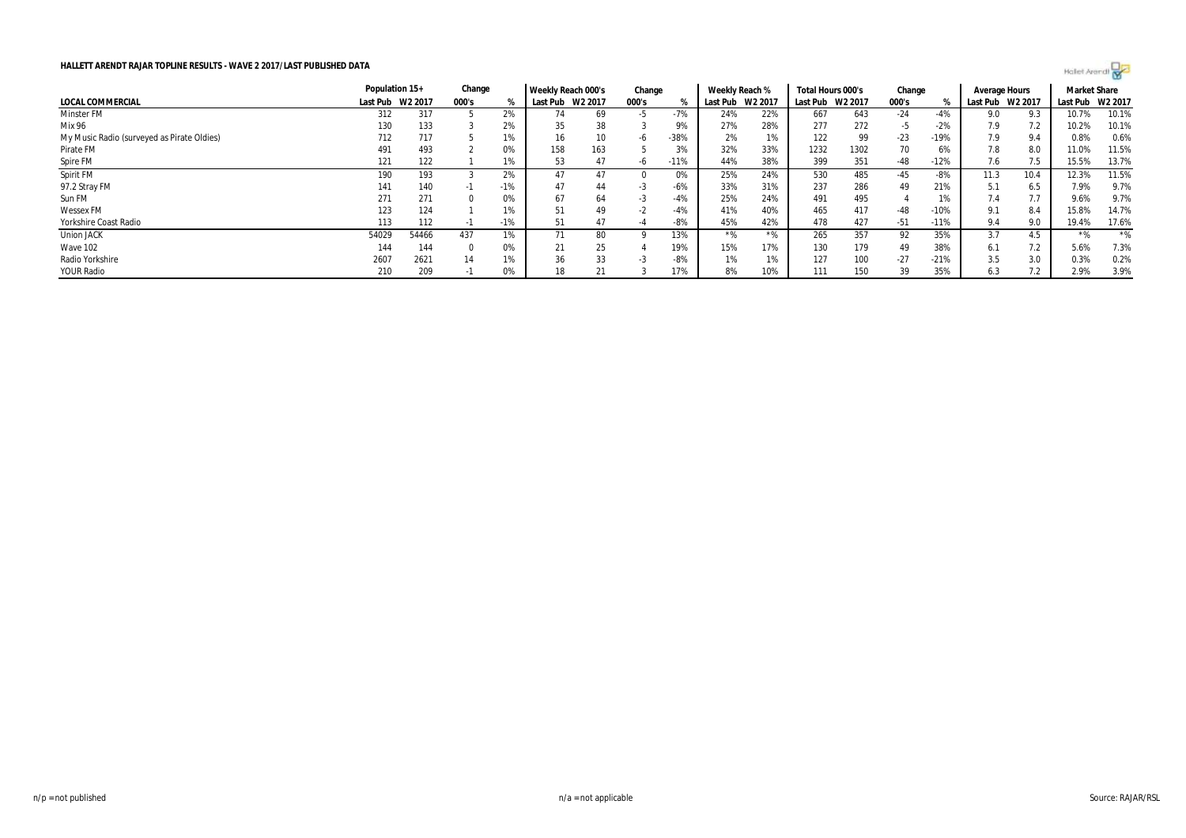# HALLETT ARENDT RAJAR TOPLINE RESULTS - WAVE 2 2017/LAST PUBLISHED DATA

| | Population 15+ | | Change | | Weekly Reach 000's | | Change | | Weekly Reach % | | Total Hours 000's | | Change | | Average Hours | | Market Share | |
|---|---|---|---|---|---|---|---|---|---|---|---|---|---|---|---|---|---|---|
| LOCAL COMMERCIAL | Last Pub | W2 2017 | 000's | % | Last Pub | W2 2017 | 000's | % | Last Pub | W2 2017 | Last Pub | W2 2017 | 000's | % | Last Pub | W2 2017 | Last Pub | W2 2017 |
| Minster FM | 312 | 317 | 5 | 2% | 74 | 69 | -5 | -7% | 24% | 22% | 667 | 643 | -24 | -4% | 9.0 | 9.3 | 10.7% | 10.1% |
| Mix 96 | 130 | 133 | 3 | 2% | 35 | 38 | 3 | 9% | 27% | 28% | 277 | 272 | -5 | -2% | 7.9 | 7.2 | 10.2% | 10.1% |
| My Music Radio (surveyed as Pirate Oldies) | 712 | 717 | 5 | 1% | 16 | 10 | -6 | -38% | 2% | 1% | 122 | 99 | -23 | -19% | 7.9 | 9.4 | 0.8% | 0.6% |
| Pirate FM | 491 | 493 | 2 | 0% | 158 | 163 | 5 | 3% | 32% | 33% | 1232 | 1302 | 70 | 6% | 7.8 | 8.0 | 11.0% | 11.5% |
| Spire FM | 121 | 122 | 1 | 1% | 53 | 47 | -6 | -11% | 44% | 38% | 399 | 351 | -48 | -12% | 7.6 | 7.5 | 15.5% | 13.7% |
| Spirit FM | 190 | 193 | 3 | 2% | 47 | 47 | 0 | 0% | 25% | 24% | 530 | 485 | -45 | -8% | 11.3 | 10.4 | 12.3% | 11.5% |
| 97.2 Stray FM | 141 | 140 | -1 | -1% | 47 | 44 | -3 | -6% | 33% | 31% | 237 | 286 | 49 | 21% | 5.1 | 6.5 | 7.9% | 9.7% |
| Sun FM | 271 | 271 | 0 | 0% | 67 | 64 | -3 | -4% | 25% | 24% | 491 | 495 | 4 | 1% | 7.4 | 7.7 | 9.6% | 9.7% |
| Wessex FM | 123 | 124 | 1 | 1% | 51 | 49 | -2 | -4% | 41% | 40% | 465 | 417 | -48 | -10% | 9.1 | 8.4 | 15.8% | 14.7% |
| Yorkshire Coast Radio | 113 | 112 | -1 | -1% | 51 | 47 | -4 | -8% | 45% | 42% | 478 | 427 | -51 | -11% | 9.4 | 9.0 | 19.4% | 17.6% |
| Union JACK | 54029 | 54466 | 437 | 1% | 71 | 80 | 9 | 13% | *% | *% | 265 | 357 | 92 | 35% | 3.7 | 4.5 | *% | *% |
| Wave 102 | 144 | 144 | 0 | 0% | 21 | 25 | 4 | 19% | 15% | 17% | 130 | 179 | 49 | 38% | 6.1 | 7.2 | 5.6% | 7.3% |
| Radio Yorkshire | 2607 | 2621 | 14 | 1% | 36 | 33 | -3 | -8% | 1% | 1% | 127 | 100 | -27 | -21% | 3.5 | 3.0 | 0.3% | 0.2% |
| YOUR Radio | 210 | 209 | -1 | 0% | 18 | 21 | 3 | 17% | 8% | 10% | 111 | 150 | 39 | 35% | 6.3 | 7.2 | 2.9% | 3.9% |

n/p = not published    n/a = not applicable    Source: RAJAR/RSL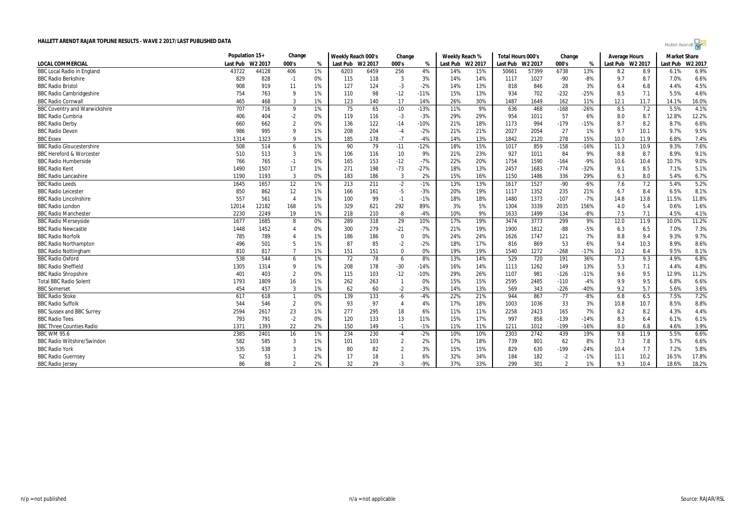# HALLETT ARENDT RAJAR TOPLINE RESULTS - WAVE 2 2017/LAST PUBLISHED DATA

| | Population 15+ | | Change | | Weekly Reach 000's | | Change | | Weekly Reach % | | Total Hours 000's | | Change | | Average Hours | | Market Share | |
|---|---|---|---|---|---|---|---|---|---|---|---|---|---|---|---|---|---|---|
| LOCAL COMMERCIAL | Last Pub | W2 2017 | 000's | % | Last Pub | W2 2017 | 000's | % | Last Pub | W2 2017 | Last Pub | W2 2017 | 000's | % | Last Pub | W2 2017 | Last Pub | W2 2017 |
| BBC Local Radio in England | 43722 | 44128 | 406 | 1% | 6203 | 6459 | 256 | 4% | 14% | 15% | 50661 | 57399 | 6738 | 13% | 8.2 | 8.9 | 6.1% | 6.9% |
| BBC Radio Berkshire | 829 | 828 | -1 | 0% | 115 | 118 | 3 | 3% | 14% | 14% | 1117 | 1027 | -90 | -8% | 9.7 | 8.7 | 7.0% | 6.6% |
| BBC Radio Bristol | 908 | 919 | 11 | 1% | 127 | 124 | -3 | -2% | 14% | 13% | 818 | 846 | 28 | 3% | 6.4 | 6.8 | 4.4% | 4.5% |
| BBC Radio Cambridgeshire | 754 | 763 | 9 | 1% | 110 | 98 | -12 | -11% | 15% | 13% | 934 | 702 | -232 | -25% | 8.5 | 7.1 | 5.5% | 4.6% |
| BBC Radio Cornwall | 465 | 468 | 3 | 1% | 123 | 140 | 17 | 14% | 26% | 30% | 1487 | 1649 | 162 | 11% | 12.1 | 11.7 | 14.1% | 16.0% |
| BBC Coventry and Warwickshire | 707 | 716 | 9 | 1% | 75 | 65 | -10 | -13% | 11% | 9% | 636 | 468 | -168 | -26% | 8.5 | 7.2 | 5.5% | 4.1% |
| BBC Radio Cumbria | 406 | 404 | -2 | 0% | 119 | 116 | -3 | -3% | 29% | 29% | 954 | 1011 | 57 | 6% | 8.0 | 8.7 | 12.8% | 12.2% |
| BBC Radio Derby | 660 | 662 | 2 | 0% | 136 | 122 | -14 | -10% | 21% | 18% | 1173 | 994 | -179 | -15% | 8.7 | 8.2 | 8.7% | 6.6% |
| BBC Radio Devon | 986 | 995 | 9 | 1% | 208 | 204 | -4 | -2% | 21% | 21% | 2027 | 2054 | 27 | 1% | 9.7 | 10.1 | 9.7% | 9.5% |
| BBC Essex | 1314 | 1323 | 9 | 1% | 185 | 178 | -7 | -4% | 14% | 13% | 1842 | 2120 | 278 | 15% | 10.0 | 11.9 | 6.8% | 7.4% |
| BBC Radio Gloucestershire | 508 | 514 | 6 | 1% | 90 | 79 | -11 | -12% | 18% | 15% | 1017 | 859 | -158 | -16% | 11.3 | 10.9 | 9.3% | 7.6% |
| BBC Hereford & Worcester | 510 | 513 | 3 | 1% | 106 | 116 | 10 | 9% | 21% | 23% | 927 | 1011 | 84 | 9% | 8.8 | 8.7 | 8.9% | 9.1% |
| BBC Radio Humberside | 766 | 765 | -1 | 0% | 165 | 153 | -12 | -7% | 22% | 20% | 1754 | 1590 | -164 | -9% | 10.6 | 10.4 | 10.7% | 9.0% |
| BBC Radio Kent | 1490 | 1507 | 17 | 1% | 271 | 198 | -73 | -27% | 18% | 13% | 2457 | 1683 | -774 | -32% | 9.1 | 8.5 | 7.1% | 5.1% |
| BBC Radio Lancashire | 1190 | 1193 | 3 | 0% | 183 | 186 | 3 | 2% | 15% | 16% | 1150 | 1486 | 336 | 29% | 6.3 | 8.0 | 5.4% | 6.7% |
| BBC Radio Leeds | 1645 | 1657 | 12 | 1% | 213 | 211 | -2 | -1% | 13% | 13% | 1617 | 1527 | -90 | -6% | 7.6 | 7.2 | 5.4% | 5.2% |
| BBC Radio Leicester | 850 | 862 | 12 | 1% | 166 | 161 | -5 | -3% | 20% | 19% | 1117 | 1352 | 235 | 21% | 6.7 | 8.4 | 6.5% | 8.1% |
| BBC Radio Lincolnshire | 557 | 561 | 4 | 1% | 100 | 99 | -1 | -1% | 18% | 18% | 1480 | 1373 | -107 | -7% | 14.8 | 13.8 | 11.5% | 11.8% |
| BBC Radio London | 12014 | 12182 | 168 | 1% | 329 | 621 | 292 | 89% | 3% | 5% | 1304 | 3339 | 2035 | 156% | 4.0 | 5.4 | 0.6% | 1.6% |
| BBC Radio Manchester | 2230 | 2249 | 19 | 1% | 218 | 210 | -8 | -4% | 10% | 9% | 1633 | 1499 | -134 | -8% | 7.5 | 7.1 | 4.5% | 4.1% |
| BBC Radio Merseyside | 1677 | 1685 | 8 | 0% | 289 | 318 | 29 | 10% | 17% | 19% | 3474 | 3773 | 299 | 9% | 12.0 | 11.9 | 10.0% | 11.2% |
| BBC Radio Newcastle | 1448 | 1452 | 4 | 0% | 300 | 279 | -21 | -7% | 21% | 19% | 1900 | 1812 | -88 | -5% | 6.3 | 6.5 | 7.0% | 7.3% |
| BBC Radio Norfolk | 785 | 789 | 4 | 1% | 186 | 186 | 0 | 0% | 24% | 24% | 1626 | 1747 | 121 | 7% | 8.8 | 9.4 | 9.3% | 9.7% |
| BBC Radio Northampton | 496 | 501 | 5 | 1% | 87 | 85 | -2 | -2% | 18% | 17% | 816 | 869 | 53 | 6% | 9.4 | 10.3 | 8.9% | 8.6% |
| BBC Radio Nottingham | 810 | 817 | 7 | 1% | 151 | 151 | 0 | 0% | 19% | 19% | 1540 | 1272 | -268 | -17% | 10.2 | 8.4 | 9.5% | 8.1% |
| BBC Radio Oxford | 538 | 544 | 6 | 1% | 72 | 78 | 6 | 8% | 13% | 14% | 529 | 720 | 191 | 36% | 7.3 | 9.3 | 4.9% | 6.8% |
| BBC Radio Sheffield | 1305 | 1314 | 9 | 1% | 208 | 178 | -30 | -14% | 16% | 14% | 1113 | 1262 | 149 | 13% | 5.3 | 7.1 | 4.4% | 4.8% |
| BBC Radio Shropshire | 401 | 403 | 2 | 0% | 115 | 103 | -12 | -10% | 29% | 26% | 1107 | 981 | -126 | -11% | 9.6 | 9.5 | 12.9% | 11.2% |
| Total BBC Radio Solent | 1793 | 1809 | 16 | 1% | 262 | 263 | 1 | 0% | 15% | 15% | 2595 | 2485 | -110 | -4% | 9.9 | 9.5 | 6.8% | 6.6% |
| BBC Somerset | 454 | 457 | 3 | 1% | 62 | 60 | -2 | -3% | 14% | 13% | 569 | 343 | -226 | -40% | 9.2 | 5.7 | 5.6% | 3.6% |
| BBC Radio Stoke | 617 | 618 | 1 | 0% | 139 | 133 | -6 | -4% | 22% | 21% | 944 | 867 | -77 | -8% | 6.8 | 6.5 | 7.5% | 7.2% |
| BBC Radio Suffolk | 544 | 546 | 2 | 0% | 93 | 97 | 4 | 4% | 17% | 18% | 1003 | 1036 | 33 | 3% | 10.8 | 10.7 | 8.5% | 8.8% |
| BBC Sussex and BBC Surrey | 2594 | 2617 | 23 | 1% | 277 | 295 | 18 | 6% | 11% | 11% | 2258 | 2423 | 165 | 7% | 8.2 | 8.2 | 4.3% | 4.4% |
| BBC Radio Tees | 793 | 791 | -2 | 0% | 120 | 133 | 13 | 11% | 15% | 17% | 997 | 858 | -139 | -14% | 8.3 | 6.4 | 6.1% | 6.1% |
| BBC Three Counties Radio | 1371 | 1393 | 22 | 2% | 150 | 149 | -1 | -1% | 11% | 11% | 1211 | 1012 | -199 | -16% | 8.0 | 6.8 | 4.6% | 3.9% |
| BBC WM 95.6 | 2385 | 2401 | 16 | 1% | 234 | 230 | -4 | -2% | 10% | 10% | 2303 | 2742 | 439 | 19% | 9.8 | 11.9 | 5.5% | 6.6% |
| BBC Radio Wiltshire/Swindon | 582 | 585 | 3 | 1% | 101 | 103 | 2 | 2% | 17% | 18% | 739 | 801 | 62 | 8% | 7.3 | 7.8 | 5.7% | 6.6% |
| BBC Radio York | 535 | 538 | 3 | 1% | 80 | 82 | 2 | 3% | 15% | 15% | 829 | 630 | -199 | -24% | 10.4 | 7.7 | 7.2% | 5.8% |
| BBC Radio Guernsey | 52 | 53 | 1 | 2% | 17 | 18 | 1 | 6% | 32% | 34% | 184 | 182 | -2 | -1% | 11.1 | 10.2 | 16.5% | 17.8% |
| BBC Radio Jersey | 86 | 88 | 2 | 2% | 32 | 29 | -3 | -9% | 37% | 33% | 299 | 301 | 2 | 1% | 9.3 | 10.4 | 18.6% | 18.2% |

n/p = not published

n/a = not applicable

Source: RAJAR/RSL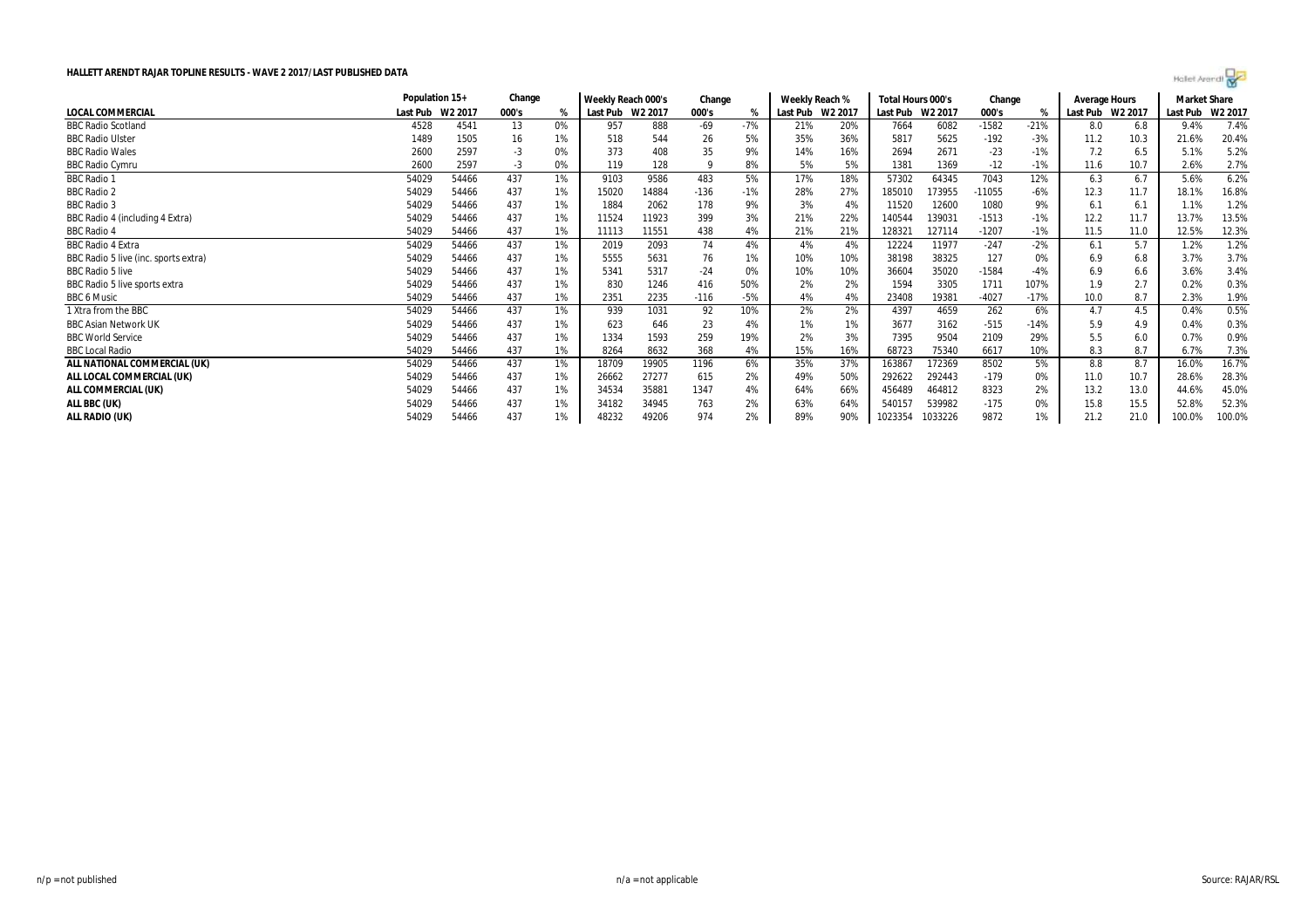**HALLETT ARENDT RAJAR TOPLINE RESULTS - WAVE 2 2017/LAST PUBLISHED DATA**

| | Population 15+ | | Change | | Weekly Reach 000's | | Change | | Weekly Reach % | | Total Hours 000's | | Change | | Average Hours | | Market Share | |
|---|---|---|---|---|---|---|---|---|---|---|---|---|---|---|---|---|---|---|
| LOCAL COMMERCIAL | Last Pub | W2 2017 | 000's | % | Last Pub | W2 2017 | 000's | % | Last Pub | W2 2017 | Last Pub | W2 2017 | 000's | % | Last Pub | W2 2017 | Last Pub | W2 2017 |
| BBC Radio Scotland | 4528 | 4541 | 13 | 0% | 957 | 888 | -69 | -7% | 21% | 20% | 7664 | 6082 | -1582 | -21% | 8.0 | 6.8 | 9.4% | 7.4% |
| BBC Radio Ulster | 1489 | 1505 | 16 | 1% | 518 | 544 | 26 | 5% | 35% | 36% | 5817 | 5625 | -192 | -3% | 11.2 | 10.3 | 21.6% | 20.4% |
| BBC Radio Wales | 2600 | 2597 | -3 | 0% | 373 | 408 | 35 | 9% | 14% | 16% | 2694 | 2671 | -23 | -1% | 7.2 | 6.5 | 5.1% | 5.2% |
| BBC Radio Cymru | 2600 | 2597 | -3 | 0% | 119 | 128 | 9 | 8% | 5% | 5% | 1381 | 1369 | -12 | -1% | 11.6 | 10.7 | 2.6% | 2.7% |
| BBC Radio 1 | 54029 | 54466 | 437 | 1% | 9103 | 9586 | 483 | 5% | 17% | 18% | 57302 | 64345 | 7043 | 12% | 6.3 | 6.7 | 5.6% | 6.2% |
| BBC Radio 2 | 54029 | 54466 | 437 | 1% | 15020 | 14884 | -136 | -1% | 28% | 27% | 185010 | 173955 | -11055 | -6% | 12.3 | 11.7 | 18.1% | 16.8% |
| BBC Radio 3 | 54029 | 54466 | 437 | 1% | 1884 | 2062 | 178 | 9% | 3% | 4% | 11520 | 12600 | 1080 | 9% | 6.1 | 6.1 | 1.1% | 1.2% |
| BBC Radio 4 (including 4 Extra) | 54029 | 54466 | 437 | 1% | 11524 | 11923 | 399 | 3% | 21% | 22% | 140544 | 139031 | -1513 | -1% | 12.2 | 11.7 | 13.7% | 13.5% |
| BBC Radio 4 | 54029 | 54466 | 437 | 1% | 11113 | 11551 | 438 | 4% | 21% | 21% | 128321 | 127114 | -1207 | -1% | 11.5 | 11.0 | 12.5% | 12.3% |
| BBC Radio 4 Extra | 54029 | 54466 | 437 | 1% | 2019 | 2093 | 74 | 4% | 4% | 4% | 12224 | 11977 | -247 | -2% | 6.1 | 5.7 | 1.2% | 1.2% |
| BBC Radio 5 live (inc. sports extra) | 54029 | 54466 | 437 | 1% | 5555 | 5631 | 76 | 1% | 10% | 10% | 38198 | 38325 | 127 | 0% | 6.9 | 6.8 | 3.7% | 3.7% |
| BBC Radio 5 live | 54029 | 54466 | 437 | 1% | 5341 | 5317 | -24 | 0% | 10% | 10% | 36604 | 35020 | -1584 | -4% | 6.9 | 6.6 | 3.6% | 3.4% |
| BBC Radio 5 live sports extra | 54029 | 54466 | 437 | 1% | 830 | 1246 | 416 | 50% | 2% | 2% | 1594 | 3305 | 1711 | 107% | 1.9 | 2.7 | 0.2% | 0.3% |
| BBC 6 Music | 54029 | 54466 | 437 | 1% | 2351 | 2235 | -116 | -5% | 4% | 4% | 23408 | 19381 | -4027 | -17% | 10.0 | 8.7 | 2.3% | 1.9% |
| 1 Xtra from the BBC | 54029 | 54466 | 437 | 1% | 939 | 1031 | 92 | 10% | 2% | 2% | 4397 | 4659 | 262 | 6% | 4.7 | 4.5 | 0.4% | 0.5% |
| BBC Asian Network UK | 54029 | 54466 | 437 | 1% | 623 | 646 | 23 | 4% | 1% | 1% | 3677 | 3162 | -515 | -14% | 5.9 | 4.9 | 0.4% | 0.3% |
| BBC World Service | 54029 | 54466 | 437 | 1% | 1334 | 1593 | 259 | 19% | 2% | 3% | 7395 | 9504 | 2109 | 29% | 5.5 | 6.0 | 0.7% | 0.9% |
| BBC Local Radio | 54029 | 54466 | 437 | 1% | 8264 | 8632 | 368 | 4% | 15% | 16% | 68723 | 75340 | 6617 | 10% | 8.3 | 8.7 | 6.7% | 7.3% |
| ALL NATIONAL COMMERCIAL (UK) | 54029 | 54466 | 437 | 1% | 18709 | 19905 | 1196 | 6% | 35% | 37% | 163867 | 172369 | 8502 | 5% | 8.8 | 8.7 | 16.0% | 16.7% |
| ALL LOCAL COMMERCIAL (UK) | 54029 | 54466 | 437 | 1% | 26662 | 27277 | 615 | 2% | 49% | 50% | 292622 | 292443 | -179 | 0% | 11.0 | 10.7 | 28.6% | 28.3% |
| ALL COMMERCIAL (UK) | 54029 | 54466 | 437 | 1% | 34534 | 35881 | 1347 | 4% | 64% | 66% | 456489 | 464812 | 8323 | 2% | 13.2 | 13.0 | 44.6% | 45.0% |
| ALL BBC (UK) | 54029 | 54466 | 437 | 1% | 34182 | 34945 | 763 | 2% | 63% | 64% | 540157 | 539982 | -175 | 0% | 15.8 | 15.5 | 52.8% | 52.3% |
| ALL RADIO (UK) | 54029 | 54466 | 437 | 1% | 48232 | 49206 | 974 | 2% | 89% | 90% | 1023354 | 1033226 | 9872 | 1% | 21.2 | 21.0 | 100.0% | 100.0% |

n/p = not published

n/a = not applicable

Source: RAJAR/RSL